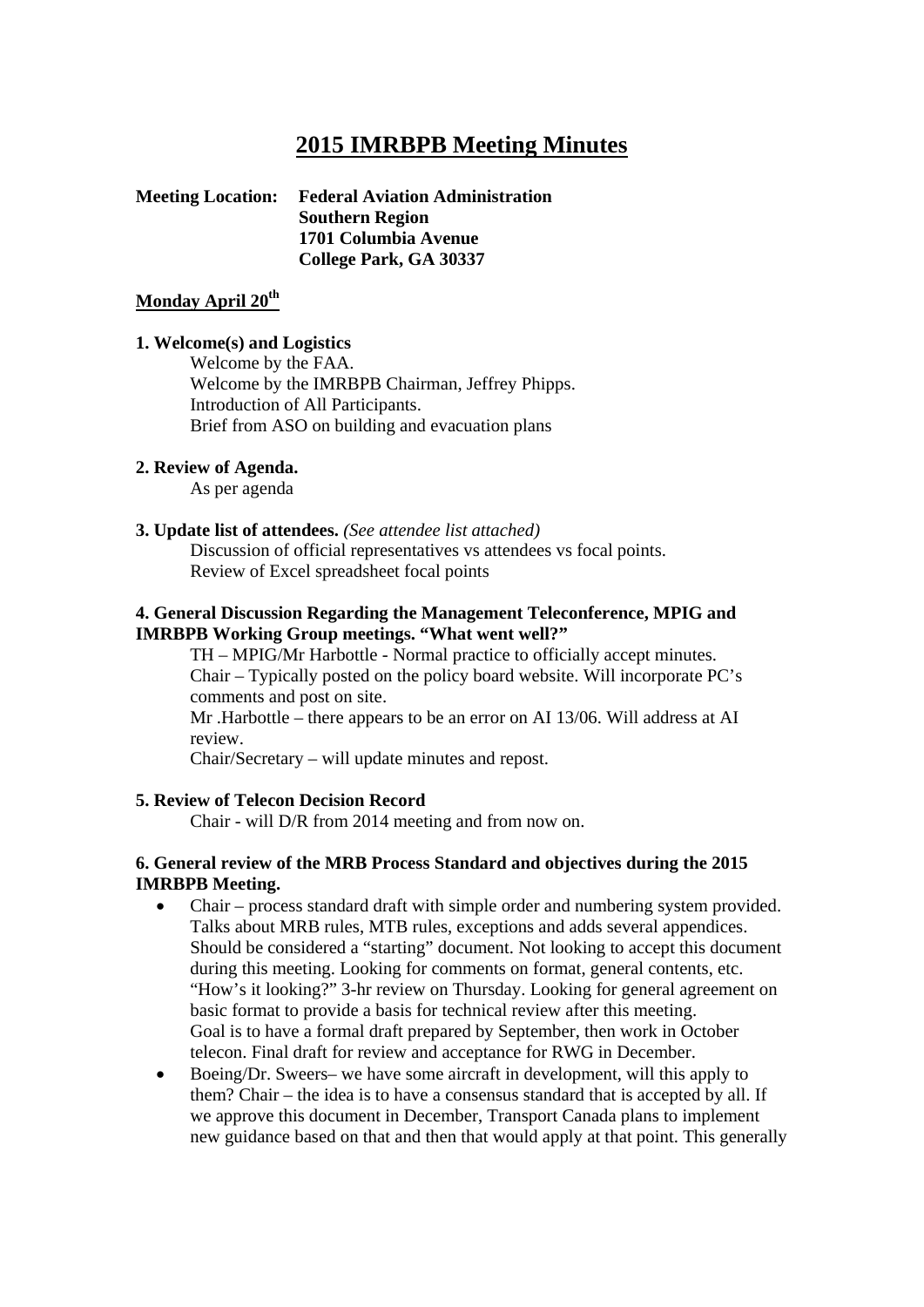# 2015 IMRBPB Meeting Minutes

**Meeting Location:** **Federal Aviation Administration**
**Southern Region**
**1701 Columbia Avenue**
**College Park, GA 30337**

## Monday April 20th

**1. Welcome(s) and Logistics**

Welcome by the FAA.
Welcome by the IMRBPB Chairman, Jeffrey Phipps.
Introduction of All Participants.
Brief from ASO on building and evacuation plans

**2. Review of Agenda.**

As per agenda

**3. Update list of attendees.** *(See attendee list attached)*

Discussion of official representatives vs attendees vs focal points.
Review of Excel spreadsheet focal points

**4. General Discussion Regarding the Management Teleconference, MPIG and IMRBPB Working Group meetings. "What went well?"**

TH – MPIG/Mr Harbottle - Normal practice to officially accept minutes.
Chair – Typically posted on the policy board website. Will incorporate PC's comments and post on site.
Mr .Harbottle – there appears to be an error on AI 13/06. Will address at AI review.
Chair/Secretary – will update minutes and repost.

**5. Review of Telecon Decision Record**

Chair - will D/R from 2014 meeting and from now on.

**6. General review of the MRB Process Standard and objectives during the 2015 IMRBPB Meeting.**

- Chair – process standard draft with simple order and numbering system provided. Talks about MRB rules, MTB rules, exceptions and adds several appendices. Should be considered a "starting" document. Not looking to accept this document during this meeting. Looking for comments on format, general contents, etc. "How's it looking?" 3-hr review on Thursday. Looking for general agreement on basic format to provide a basis for technical review after this meeting. Goal is to have a formal draft prepared by September, then work in October telecon. Final draft for review and acceptance for RWG in December.
- Boeing/Dr. Sweers– we have some aircraft in development, will this apply to them? Chair – the idea is to have a consensus standard that is accepted by all. If we approve this document in December, Transport Canada plans to implement new guidance based on that and then that would apply at that point. This generally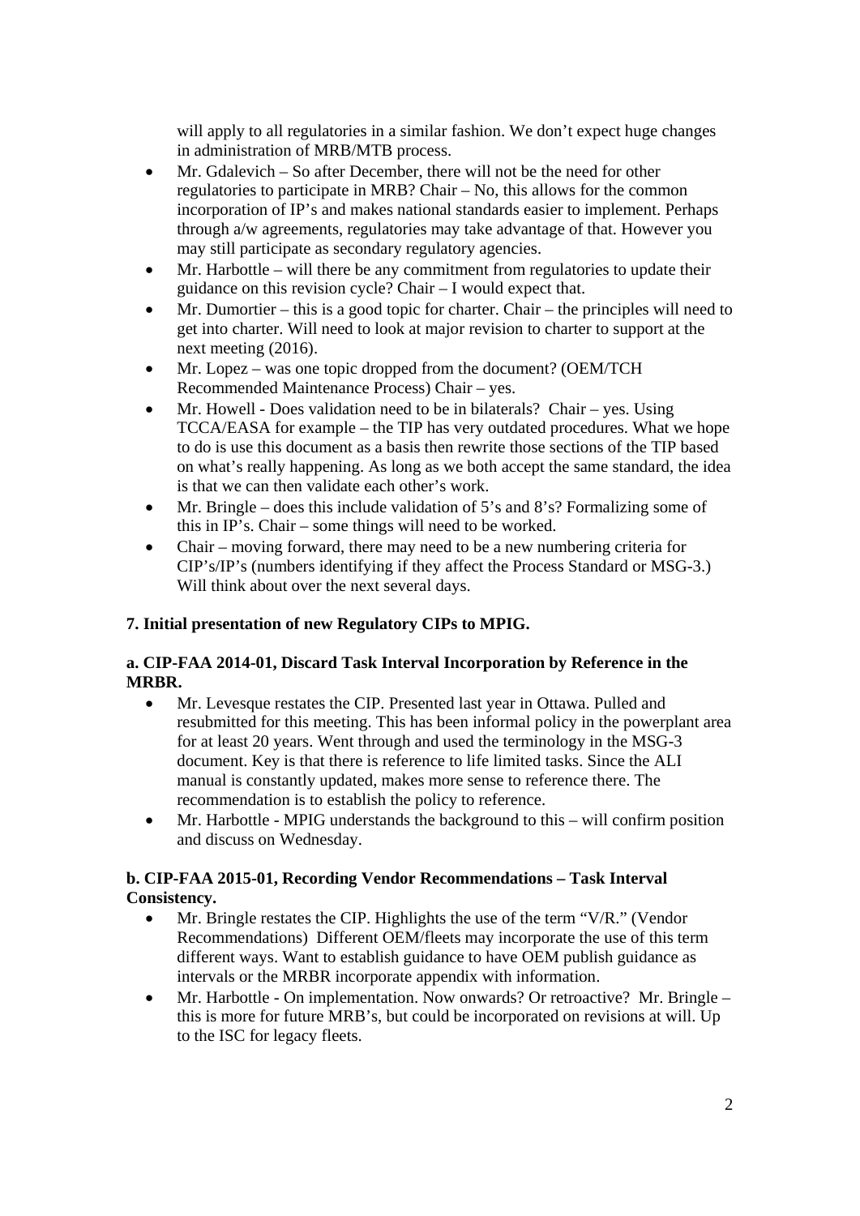will apply to all regulatories in a similar fashion. We don't expect huge changes in administration of MRB/MTB process.

- Mr. Gdalevich – So after December, there will not be the need for other regulatories to participate in MRB? Chair – No, this allows for the common incorporation of IP's and makes national standards easier to implement. Perhaps through a/w agreements, regulatories may take advantage of that. However you may still participate as secondary regulatory agencies.
- Mr. Harbottle – will there be any commitment from regulatories to update their guidance on this revision cycle? Chair – I would expect that.
- Mr. Dumortier – this is a good topic for charter. Chair – the principles will need to get into charter. Will need to look at major revision to charter to support at the next meeting (2016).
- Mr. Lopez – was one topic dropped from the document? (OEM/TCH Recommended Maintenance Process) Chair – yes.
- Mr. Howell - Does validation need to be in bilaterals? Chair – yes. Using TCCA/EASA for example – the TIP has very outdated procedures. What we hope to do is use this document as a basis then rewrite those sections of the TIP based on what's really happening. As long as we both accept the same standard, the idea is that we can then validate each other's work.
- Mr. Bringle – does this include validation of 5's and 8's? Formalizing some of this in IP's. Chair – some things will need to be worked.
- Chair – moving forward, there may need to be a new numbering criteria for CIP's/IP's (numbers identifying if they affect the Process Standard or MSG-3.) Will think about over the next several days.

**7. Initial presentation of new Regulatory CIPs to MPIG.**

**a. CIP-FAA 2014-01, Discard Task Interval Incorporation by Reference in the MRBR.**

- Mr. Levesque restates the CIP. Presented last year in Ottawa. Pulled and resubmitted for this meeting. This has been informal policy in the powerplant area for at least 20 years. Went through and used the terminology in the MSG-3 document. Key is that there is reference to life limited tasks. Since the ALI manual is constantly updated, makes more sense to reference there. The recommendation is to establish the policy to reference.
- Mr. Harbottle - MPIG understands the background to this – will confirm position and discuss on Wednesday.

**b. CIP-FAA 2015-01, Recording Vendor Recommendations – Task Interval Consistency.**

- Mr. Bringle restates the CIP. Highlights the use of the term "V/R." (Vendor Recommendations) Different OEM/fleets may incorporate the use of this term different ways. Want to establish guidance to have OEM publish guidance as intervals or the MRBR incorporate appendix with information.
- Mr. Harbottle - On implementation. Now onwards? Or retroactive? Mr. Bringle – this is more for future MRB's, but could be incorporated on revisions at will. Up to the ISC for legacy fleets.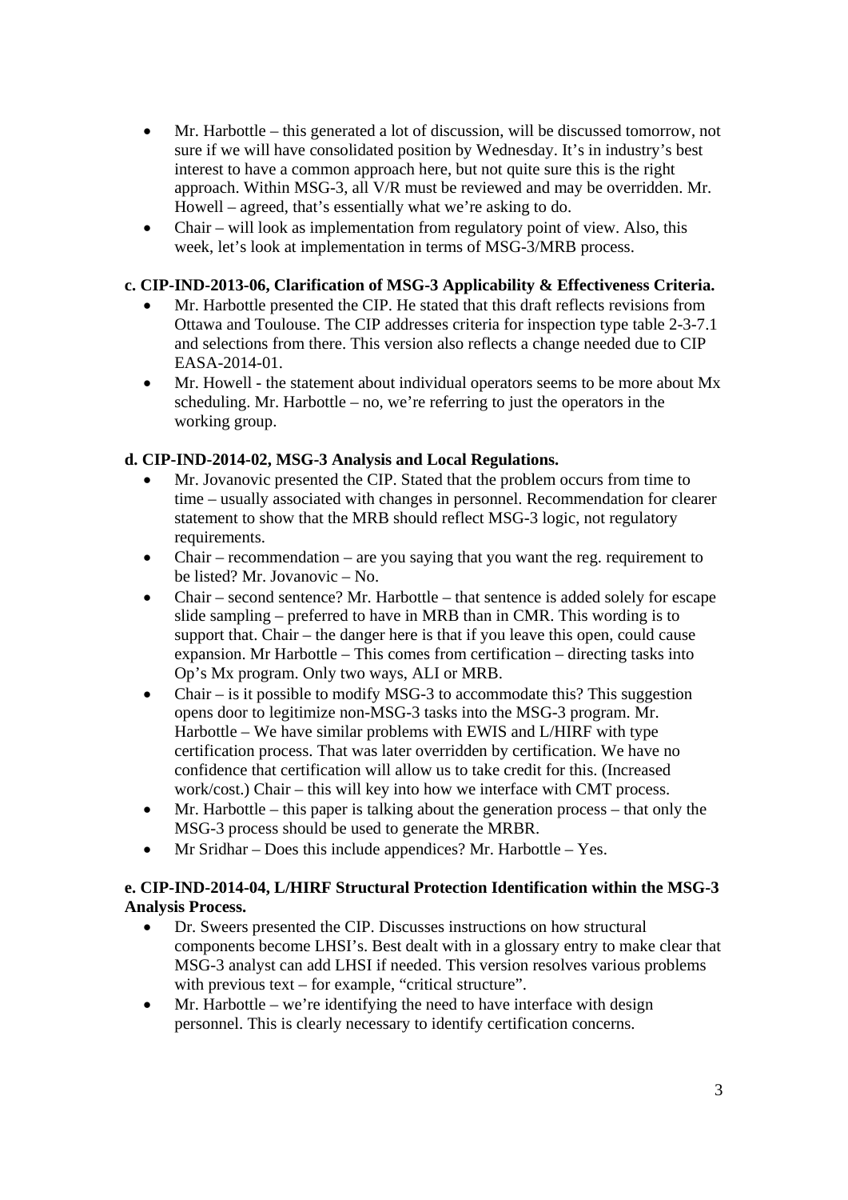- Mr. Harbottle – this generated a lot of discussion, will be discussed tomorrow, not sure if we will have consolidated position by Wednesday. It's in industry's best interest to have a common approach here, but not quite sure this is the right approach. Within MSG-3, all V/R must be reviewed and may be overridden. Mr. Howell – agreed, that's essentially what we're asking to do.
- Chair – will look as implementation from regulatory point of view. Also, this week, let's look at implementation in terms of MSG-3/MRB process.

**c. CIP-IND-2013-06, Clarification of MSG-3 Applicability & Effectiveness Criteria.**

- Mr. Harbottle presented the CIP. He stated that this draft reflects revisions from Ottawa and Toulouse. The CIP addresses criteria for inspection type table 2-3-7.1 and selections from there. This version also reflects a change needed due to CIP EASA-2014-01.
- Mr. Howell - the statement about individual operators seems to be more about Mx scheduling. Mr. Harbottle – no, we're referring to just the operators in the working group.

**d. CIP-IND-2014-02, MSG-3 Analysis and Local Regulations.**

- Mr. Jovanovic presented the CIP. Stated that the problem occurs from time to time – usually associated with changes in personnel. Recommendation for clearer statement to show that the MRB should reflect MSG-3 logic, not regulatory requirements.
- Chair – recommendation – are you saying that you want the reg. requirement to be listed? Mr. Jovanovic – No.
- Chair – second sentence? Mr. Harbottle – that sentence is added solely for escape slide sampling – preferred to have in MRB than in CMR. This wording is to support that. Chair – the danger here is that if you leave this open, could cause expansion. Mr Harbottle – This comes from certification – directing tasks into Op's Mx program. Only two ways, ALI or MRB.
- Chair – is it possible to modify MSG-3 to accommodate this? This suggestion opens door to legitimize non-MSG-3 tasks into the MSG-3 program. Mr. Harbottle – We have similar problems with EWIS and L/HIRF with type certification process. That was later overridden by certification. We have no confidence that certification will allow us to take credit for this. (Increased work/cost.) Chair – this will key into how we interface with CMT process.
- Mr. Harbottle – this paper is talking about the generation process – that only the MSG-3 process should be used to generate the MRBR.
- Mr Sridhar – Does this include appendices? Mr. Harbottle – Yes.

**e. CIP-IND-2014-04, L/HIRF Structural Protection Identification within the MSG-3 Analysis Process.**

- Dr. Sweers presented the CIP. Discusses instructions on how structural components become LHSI's. Best dealt with in a glossary entry to make clear that MSG-3 analyst can add LHSI if needed. This version resolves various problems with previous text – for example, "critical structure".
- Mr. Harbottle – we're identifying the need to have interface with design personnel. This is clearly necessary to identify certification concerns.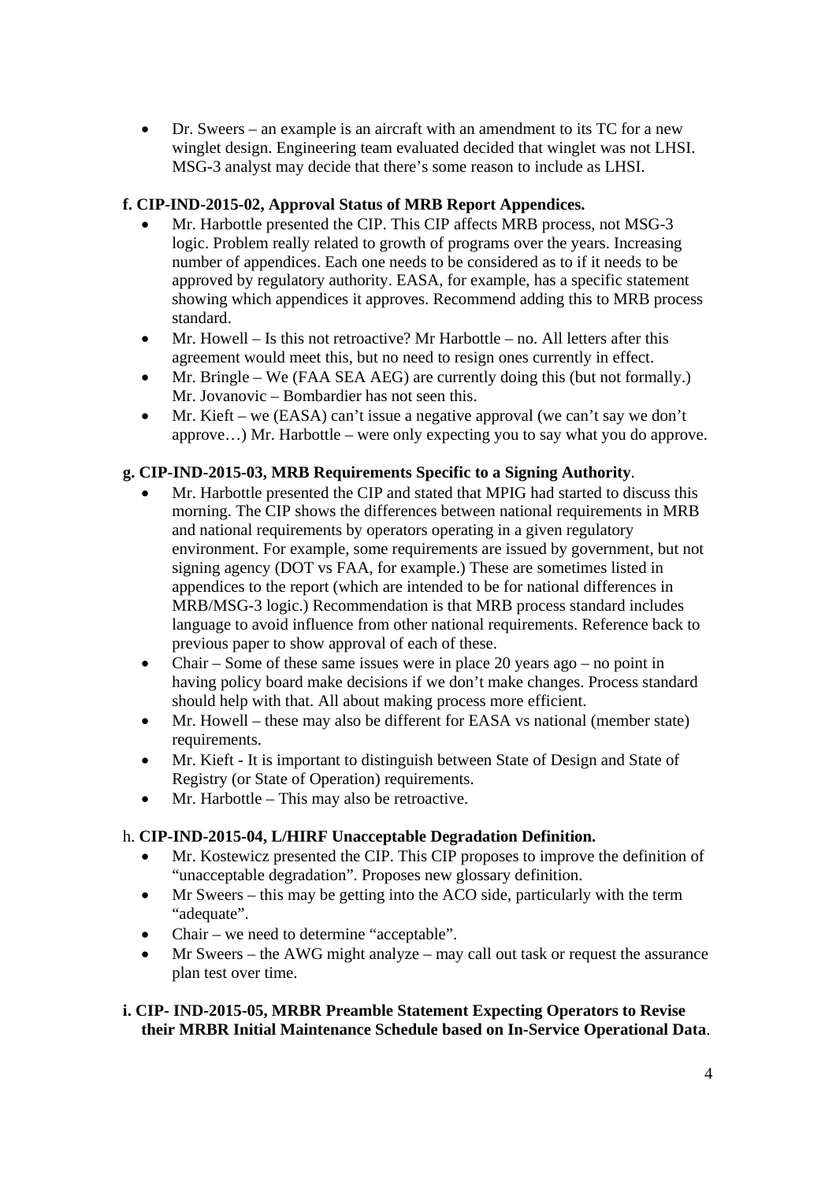- Dr. Sweers – an example is an aircraft with an amendment to its TC for a new winglet design. Engineering team evaluated decided that winglet was not LHSI. MSG-3 analyst may decide that there's some reason to include as LHSI.

**f. CIP-IND-2015-02, Approval Status of MRB Report Appendices.**

- Mr. Harbottle presented the CIP. This CIP affects MRB process, not MSG-3 logic. Problem really related to growth of programs over the years. Increasing number of appendices. Each one needs to be considered as to if it needs to be approved by regulatory authority. EASA, for example, has a specific statement showing which appendices it approves. Recommend adding this to MRB process standard.
- Mr. Howell – Is this not retroactive? Mr Harbottle – no. All letters after this agreement would meet this, but no need to resign ones currently in effect.
- Mr. Bringle – We (FAA SEA AEG) are currently doing this (but not formally.) Mr. Jovanovic – Bombardier has not seen this.
- Mr. Kieft – we (EASA) can't issue a negative approval (we can't say we don't approve…) Mr. Harbottle – were only expecting you to say what you do approve.

**g. CIP-IND-2015-03, MRB Requirements Specific to a Signing Authority**.

- Mr. Harbottle presented the CIP and stated that MPIG had started to discuss this morning. The CIP shows the differences between national requirements in MRB and national requirements by operators operating in a given regulatory environment. For example, some requirements are issued by government, but not signing agency (DOT vs FAA, for example.) These are sometimes listed in appendices to the report (which are intended to be for national differences in MRB/MSG-3 logic.) Recommendation is that MRB process standard includes language to avoid influence from other national requirements. Reference back to previous paper to show approval of each of these.
- Chair – Some of these same issues were in place 20 years ago – no point in having policy board make decisions if we don't make changes. Process standard should help with that. All about making process more efficient.
- Mr. Howell – these may also be different for EASA vs national (member state) requirements.
- Mr. Kieft - It is important to distinguish between State of Design and State of Registry (or State of Operation) requirements.
- Mr. Harbottle – This may also be retroactive.

h. **CIP-IND-2015-04, L/HIRF Unacceptable Degradation Definition.**

- Mr. Kostewicz presented the CIP. This CIP proposes to improve the definition of "unacceptable degradation". Proposes new glossary definition.
- Mr Sweers – this may be getting into the ACO side, particularly with the term "adequate".
- Chair – we need to determine "acceptable".
- Mr Sweers – the AWG might analyze – may call out task or request the assurance plan test over time.

**i. CIP- IND-2015-05, MRBR Preamble Statement Expecting Operators to Revise their MRBR Initial Maintenance Schedule based on In-Service Operational Data**.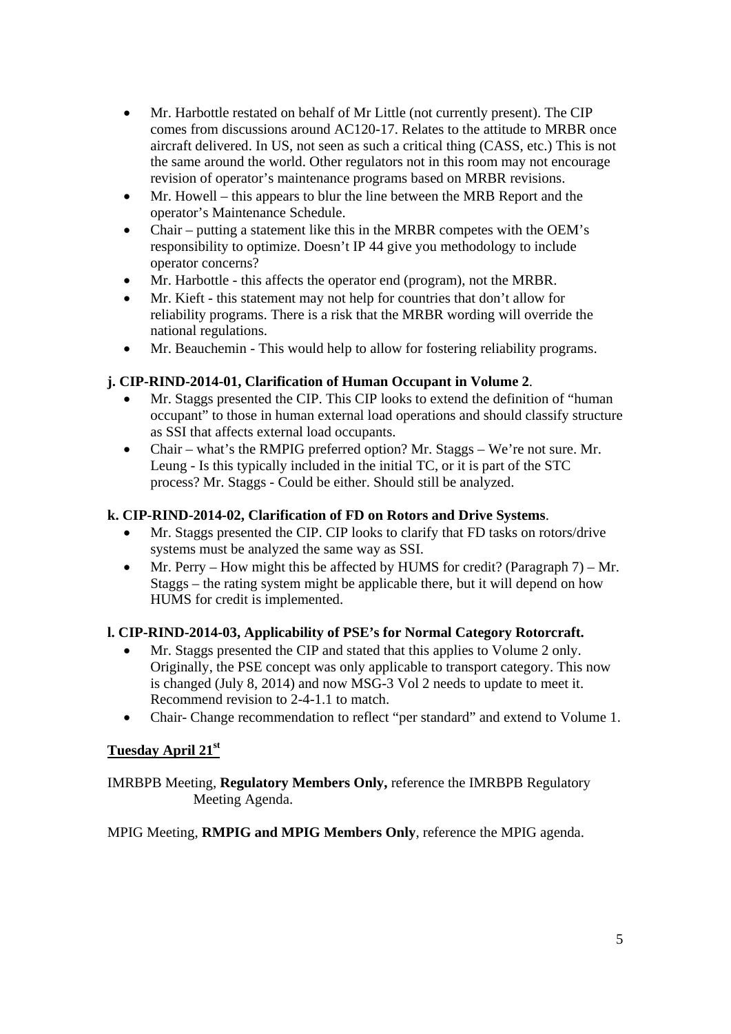- Mr. Harbottle restated on behalf of Mr Little (not currently present). The CIP comes from discussions around AC120-17. Relates to the attitude to MRBR once aircraft delivered. In US, not seen as such a critical thing (CASS, etc.) This is not the same around the world. Other regulators not in this room may not encourage revision of operator's maintenance programs based on MRBR revisions.
- Mr. Howell – this appears to blur the line between the MRB Report and the operator's Maintenance Schedule.
- Chair – putting a statement like this in the MRBR competes with the OEM's responsibility to optimize. Doesn't IP 44 give you methodology to include operator concerns?
- Mr. Harbottle - this affects the operator end (program), not the MRBR.
- Mr. Kieft - this statement may not help for countries that don't allow for reliability programs. There is a risk that the MRBR wording will override the national regulations.
- Mr. Beauchemin - This would help to allow for fostering reliability programs.

**j. CIP-RIND-2014-01, Clarification of Human Occupant in Volume 2**.

- Mr. Staggs presented the CIP. This CIP looks to extend the definition of "human occupant" to those in human external load operations and should classify structure as SSI that affects external load occupants.
- Chair – what's the RMPIG preferred option? Mr. Staggs – We're not sure. Mr. Leung - Is this typically included in the initial TC, or it is part of the STC process? Mr. Staggs - Could be either. Should still be analyzed.

**k. CIP-RIND-2014-02, Clarification of FD on Rotors and Drive Systems**.

- Mr. Staggs presented the CIP. CIP looks to clarify that FD tasks on rotors/drive systems must be analyzed the same way as SSI.
- Mr. Perry – How might this be affected by HUMS for credit? (Paragraph 7) – Mr. Staggs – the rating system might be applicable there, but it will depend on how HUMS for credit is implemented.

**l. CIP-RIND-2014-03, Applicability of PSE's for Normal Category Rotorcraft.**

- Mr. Staggs presented the CIP and stated that this applies to Volume 2 only. Originally, the PSE concept was only applicable to transport category. This now is changed (July 8, 2014) and now MSG-3 Vol 2 needs to update to meet it. Recommend revision to 2-4-1.1 to match.
- Chair- Change recommendation to reflect "per standard" and extend to Volume 1.

**Tuesday April 21st**

IMRBPB Meeting, **Regulatory Members Only,** reference the IMRBPB Regulatory Meeting Agenda.

MPIG Meeting, **RMPIG and MPIG Members Only**, reference the MPIG agenda.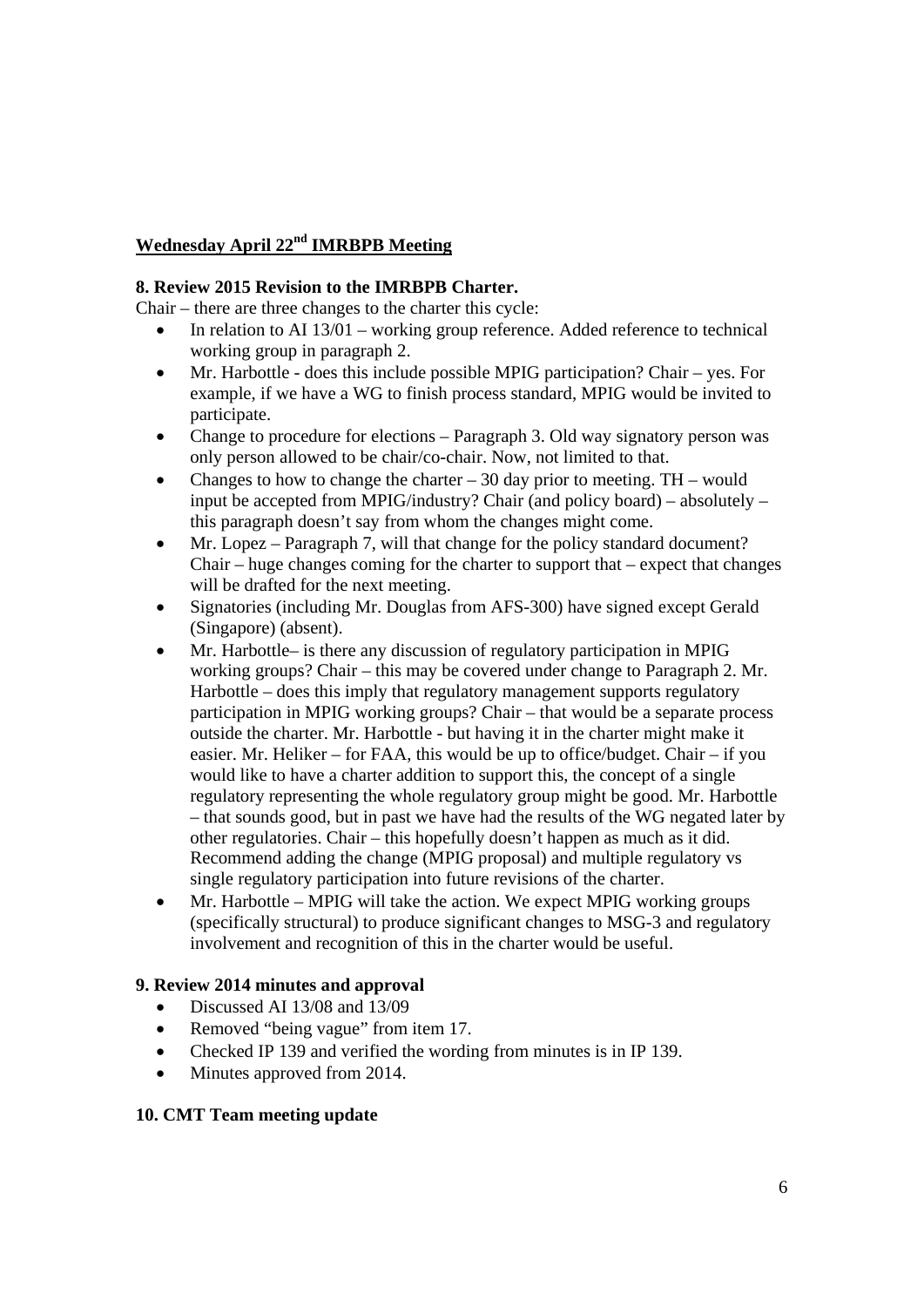## Wednesday April 22nd IMRBPB Meeting

### 8. Review 2015 Revision to the IMRBPB Charter.

Chair – there are three changes to the charter this cycle:

- In relation to AI 13/01 – working group reference. Added reference to technical working group in paragraph 2.
- Mr. Harbottle - does this include possible MPIG participation? Chair – yes. For example, if we have a WG to finish process standard, MPIG would be invited to participate.
- Change to procedure for elections – Paragraph 3. Old way signatory person was only person allowed to be chair/co-chair. Now, not limited to that.
- Changes to how to change the charter – 30 day prior to meeting. TH – would input be accepted from MPIG/industry? Chair (and policy board) – absolutely – this paragraph doesn't say from whom the changes might come.
- Mr. Lopez – Paragraph 7, will that change for the policy standard document? Chair – huge changes coming for the charter to support that – expect that changes will be drafted for the next meeting.
- Signatories (including Mr. Douglas from AFS-300) have signed except Gerald (Singapore) (absent).
- Mr. Harbottle– is there any discussion of regulatory participation in MPIG working groups? Chair – this may be covered under change to Paragraph 2. Mr. Harbottle – does this imply that regulatory management supports regulatory participation in MPIG working groups? Chair – that would be a separate process outside the charter. Mr. Harbottle - but having it in the charter might make it easier. Mr. Heliker – for FAA, this would be up to office/budget. Chair – if you would like to have a charter addition to support this, the concept of a single regulatory representing the whole regulatory group might be good. Mr. Harbottle – that sounds good, but in past we have had the results of the WG negated later by other regulatories. Chair – this hopefully doesn't happen as much as it did. Recommend adding the change (MPIG proposal) and multiple regulatory vs single regulatory participation into future revisions of the charter.
- Mr. Harbottle – MPIG will take the action. We expect MPIG working groups (specifically structural) to produce significant changes to MSG-3 and regulatory involvement and recognition of this in the charter would be useful.

### 9. Review 2014 minutes and approval

- Discussed AI 13/08 and 13/09
- Removed "being vague" from item 17.
- Checked IP 139 and verified the wording from minutes is in IP 139.
- Minutes approved from 2014.

### 10. CMT Team meeting update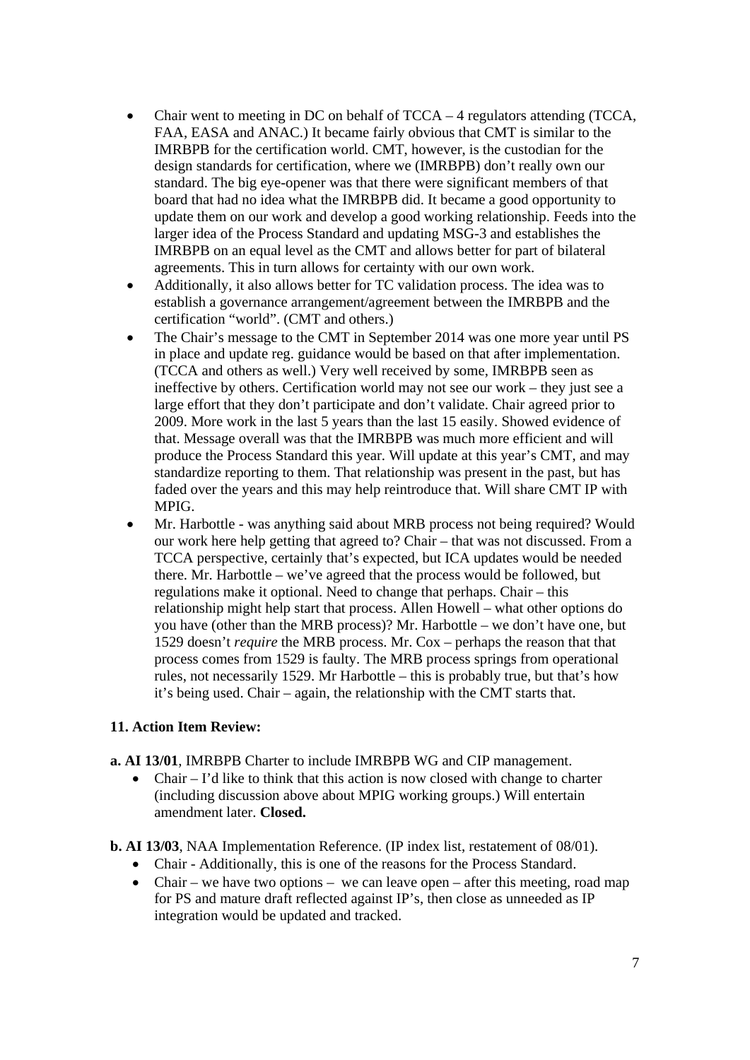- Chair went to meeting in DC on behalf of TCCA – 4 regulators attending (TCCA, FAA, EASA and ANAC.) It became fairly obvious that CMT is similar to the IMRBPB for the certification world. CMT, however, is the custodian for the design standards for certification, where we (IMRBPB) don't really own our standard. The big eye-opener was that there were significant members of that board that had no idea what the IMRBPB did. It became a good opportunity to update them on our work and develop a good working relationship. Feeds into the larger idea of the Process Standard and updating MSG-3 and establishes the IMRBPB on an equal level as the CMT and allows better for part of bilateral agreements. This in turn allows for certainty with our own work.
- Additionally, it also allows better for TC validation process. The idea was to establish a governance arrangement/agreement between the IMRBPB and the certification "world". (CMT and others.)
- The Chair's message to the CMT in September 2014 was one more year until PS in place and update reg. guidance would be based on that after implementation. (TCCA and others as well.) Very well received by some, IMRBPB seen as ineffective by others. Certification world may not see our work – they just see a large effort that they don't participate and don't validate. Chair agreed prior to 2009. More work in the last 5 years than the last 15 easily. Showed evidence of that. Message overall was that the IMRBPB was much more efficient and will produce the Process Standard this year. Will update at this year's CMT, and may standardize reporting to them. That relationship was present in the past, but has faded over the years and this may help reintroduce that. Will share CMT IP with MPIG.
- Mr. Harbottle - was anything said about MRB process not being required? Would our work here help getting that agreed to? Chair – that was not discussed. From a TCCA perspective, certainly that's expected, but ICA updates would be needed there. Mr. Harbottle – we've agreed that the process would be followed, but regulations make it optional. Need to change that perhaps. Chair – this relationship might help start that process. Allen Howell – what other options do you have (other than the MRB process)? Mr. Harbottle – we don't have one, but 1529 doesn't *require* the MRB process. Mr. Cox – perhaps the reason that that process comes from 1529 is faulty. The MRB process springs from operational rules, not necessarily 1529. Mr Harbottle – this is probably true, but that's how it's being used. Chair – again, the relationship with the CMT starts that.

**11. Action Item Review:**

**a. AI 13/01**, IMRBPB Charter to include IMRBPB WG and CIP management.

- Chair – I'd like to think that this action is now closed with change to charter (including discussion above about MPIG working groups.) Will entertain amendment later. **Closed.**

**b. AI 13/03**, NAA Implementation Reference. (IP index list, restatement of 08/01).

- Chair - Additionally, this is one of the reasons for the Process Standard.
- Chair – we have two options – we can leave open – after this meeting, road map for PS and mature draft reflected against IP's, then close as unneeded as IP integration would be updated and tracked.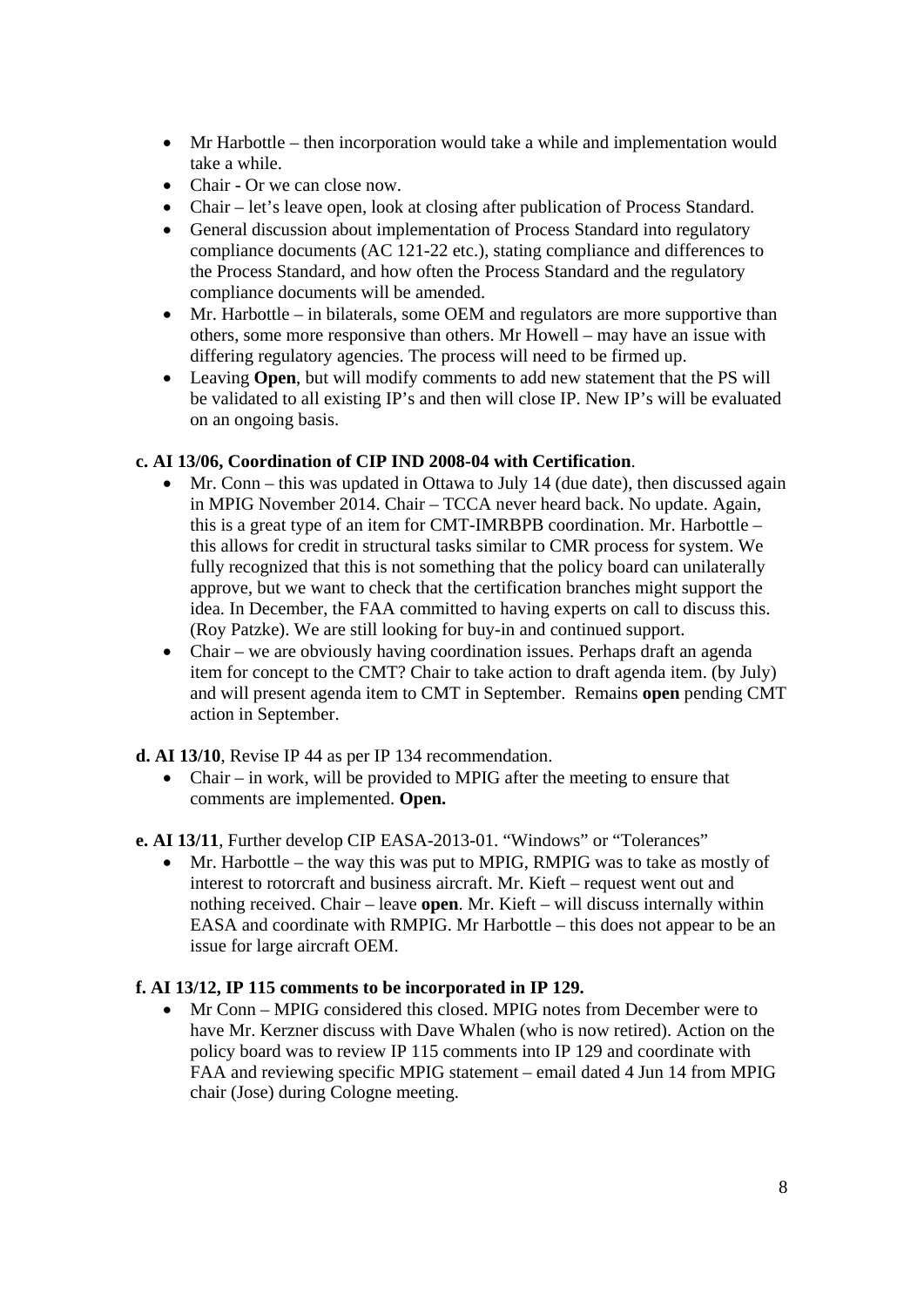- Mr Harbottle – then incorporation would take a while and implementation would take a while.
- Chair - Or we can close now.
- Chair – let's leave open, look at closing after publication of Process Standard.
- General discussion about implementation of Process Standard into regulatory compliance documents (AC 121-22 etc.), stating compliance and differences to the Process Standard, and how often the Process Standard and the regulatory compliance documents will be amended.
- Mr. Harbottle – in bilaterals, some OEM and regulators are more supportive than others, some more responsive than others. Mr Howell – may have an issue with differing regulatory agencies. The process will need to be firmed up.
- Leaving **Open**, but will modify comments to add new statement that the PS will be validated to all existing IP's and then will close IP. New IP's will be evaluated on an ongoing basis.

**c. AI 13/06, Coordination of CIP IND 2008-04 with Certification**.

- Mr. Conn – this was updated in Ottawa to July 14 (due date), then discussed again in MPIG November 2014. Chair – TCCA never heard back. No update. Again, this is a great type of an item for CMT-IMRBPB coordination. Mr. Harbottle – this allows for credit in structural tasks similar to CMR process for system. We fully recognized that this is not something that the policy board can unilaterally approve, but we want to check that the certification branches might support the idea. In December, the FAA committed to having experts on call to discuss this. (Roy Patzke). We are still looking for buy-in and continued support.
- Chair – we are obviously having coordination issues. Perhaps draft an agenda item for concept to the CMT? Chair to take action to draft agenda item. (by July) and will present agenda item to CMT in September. Remains **open** pending CMT action in September.

**d. AI 13/10**, Revise IP 44 as per IP 134 recommendation.

- Chair – in work, will be provided to MPIG after the meeting to ensure that comments are implemented. **Open.**

**e. AI 13/11**, Further develop CIP EASA-2013-01. "Windows" or "Tolerances"

- Mr. Harbottle – the way this was put to MPIG, RMPIG was to take as mostly of interest to rotorcraft and business aircraft. Mr. Kieft – request went out and nothing received. Chair – leave **open**. Mr. Kieft – will discuss internally within EASA and coordinate with RMPIG. Mr Harbottle – this does not appear to be an issue for large aircraft OEM.

**f. AI 13/12, IP 115 comments to be incorporated in IP 129.**

- Mr Conn – MPIG considered this closed. MPIG notes from December were to have Mr. Kerzner discuss with Dave Whalen (who is now retired). Action on the policy board was to review IP 115 comments into IP 129 and coordinate with FAA and reviewing specific MPIG statement – email dated 4 Jun 14 from MPIG chair (Jose) during Cologne meeting.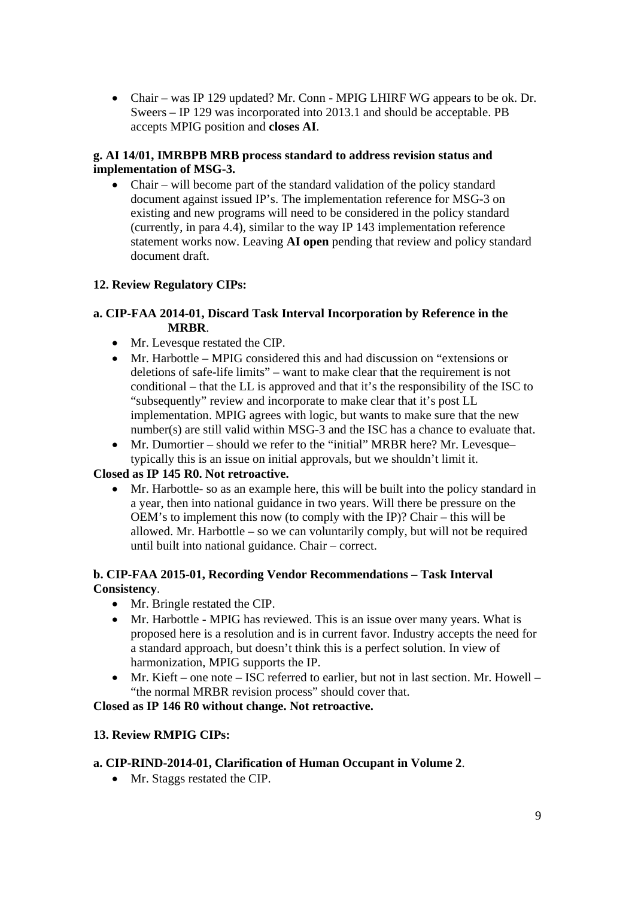- Chair – was IP 129 updated? Mr. Conn - MPIG LHIRF WG appears to be ok. Dr. Sweers – IP 129 was incorporated into 2013.1 and should be acceptable. PB accepts MPIG position and **closes AI**.

**g. AI 14/01, IMRBPB MRB process standard to address revision status and implementation of MSG-3.**

- Chair – will become part of the standard validation of the policy standard document against issued IP's. The implementation reference for MSG-3 on existing and new programs will need to be considered in the policy standard (currently, in para 4.4), similar to the way IP 143 implementation reference statement works now. Leaving **AI open** pending that review and policy standard document draft.

**12. Review Regulatory CIPs:**

**a. CIP-FAA 2014-01, Discard Task Interval Incorporation by Reference in the MRBR**.

- Mr. Levesque restated the CIP.
- Mr. Harbottle – MPIG considered this and had discussion on "extensions or deletions of safe-life limits" – want to make clear that the requirement is not conditional – that the LL is approved and that it's the responsibility of the ISC to "subsequently" review and incorporate to make clear that it's post LL implementation. MPIG agrees with logic, but wants to make sure that the new number(s) are still valid within MSG-3 and the ISC has a chance to evaluate that.
- Mr. Dumortier – should we refer to the "initial" MRBR here? Mr. Levesque– typically this is an issue on initial approvals, but we shouldn't limit it.

**Closed as IP 145 R0. Not retroactive.**

- Mr. Harbottle- so as an example here, this will be built into the policy standard in a year, then into national guidance in two years. Will there be pressure on the OEM's to implement this now (to comply with the IP)? Chair – this will be allowed. Mr. Harbottle – so we can voluntarily comply, but will not be required until built into national guidance. Chair – correct.

**b. CIP-FAA 2015-01, Recording Vendor Recommendations – Task Interval Consistency**.

- Mr. Bringle restated the CIP.
- Mr. Harbottle - MPIG has reviewed. This is an issue over many years. What is proposed here is a resolution and is in current favor. Industry accepts the need for a standard approach, but doesn't think this is a perfect solution. In view of harmonization, MPIG supports the IP.
- Mr. Kieft – one note – ISC referred to earlier, but not in last section. Mr. Howell – "the normal MRBR revision process" should cover that.

**Closed as IP 146 R0 without change. Not retroactive.**

**13. Review RMPIG CIPs:**

**a. CIP-RIND-2014-01, Clarification of Human Occupant in Volume 2**.

- Mr. Staggs restated the CIP.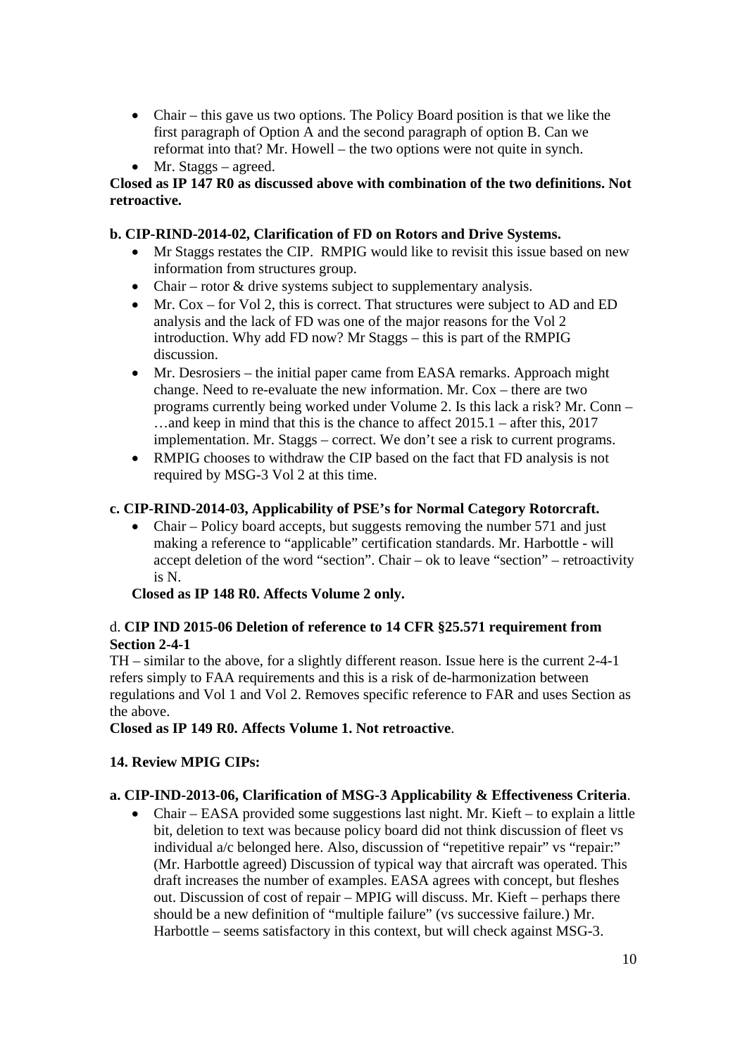- Chair – this gave us two options. The Policy Board position is that we like the first paragraph of Option A and the second paragraph of option B. Can we reformat into that? Mr. Howell – the two options were not quite in synch.
- Mr. Staggs – agreed.

**Closed as IP 147 R0 as discussed above with combination of the two definitions. Not retroactive.**

**b. CIP-RIND-2014-02, Clarification of FD on Rotors and Drive Systems.**

- Mr Staggs restates the CIP. RMPIG would like to revisit this issue based on new information from structures group.
- Chair – rotor & drive systems subject to supplementary analysis.
- Mr. Cox – for Vol 2, this is correct. That structures were subject to AD and ED analysis and the lack of FD was one of the major reasons for the Vol 2 introduction. Why add FD now? Mr Staggs – this is part of the RMPIG discussion.
- Mr. Desrosiers – the initial paper came from EASA remarks. Approach might change. Need to re-evaluate the new information. Mr. Cox – there are two programs currently being worked under Volume 2. Is this lack a risk? Mr. Conn – …and keep in mind that this is the chance to affect 2015.1 – after this, 2017 implementation. Mr. Staggs – correct. We don't see a risk to current programs.
- RMPIG chooses to withdraw the CIP based on the fact that FD analysis is not required by MSG-3 Vol 2 at this time.

**c. CIP-RIND-2014-03, Applicability of PSE's for Normal Category Rotorcraft.**

- Chair – Policy board accepts, but suggests removing the number 571 and just making a reference to "applicable" certification standards. Mr. Harbottle - will accept deletion of the word "section". Chair – ok to leave "section" – retroactivity is N.

**Closed as IP 148 R0. Affects Volume 2 only.**

d. **CIP IND 2015-06 Deletion of reference to 14 CFR §25.571 requirement from Section 2-4-1**

TH – similar to the above, for a slightly different reason. Issue here is the current 2-4-1 refers simply to FAA requirements and this is a risk of de-harmonization between regulations and Vol 1 and Vol 2. Removes specific reference to FAR and uses Section as the above.

**Closed as IP 149 R0. Affects Volume 1. Not retroactive**.

**14. Review MPIG CIPs:**

**a. CIP-IND-2013-06, Clarification of MSG-3 Applicability & Effectiveness Criteria**.

- Chair – EASA provided some suggestions last night. Mr. Kieft – to explain a little bit, deletion to text was because policy board did not think discussion of fleet vs individual a/c belonged here. Also, discussion of "repetitive repair" vs "repair:" (Mr. Harbottle agreed) Discussion of typical way that aircraft was operated. This draft increases the number of examples. EASA agrees with concept, but fleshes out. Discussion of cost of repair – MPIG will discuss. Mr. Kieft – perhaps there should be a new definition of "multiple failure" (vs successive failure.) Mr. Harbottle – seems satisfactory in this context, but will check against MSG-3.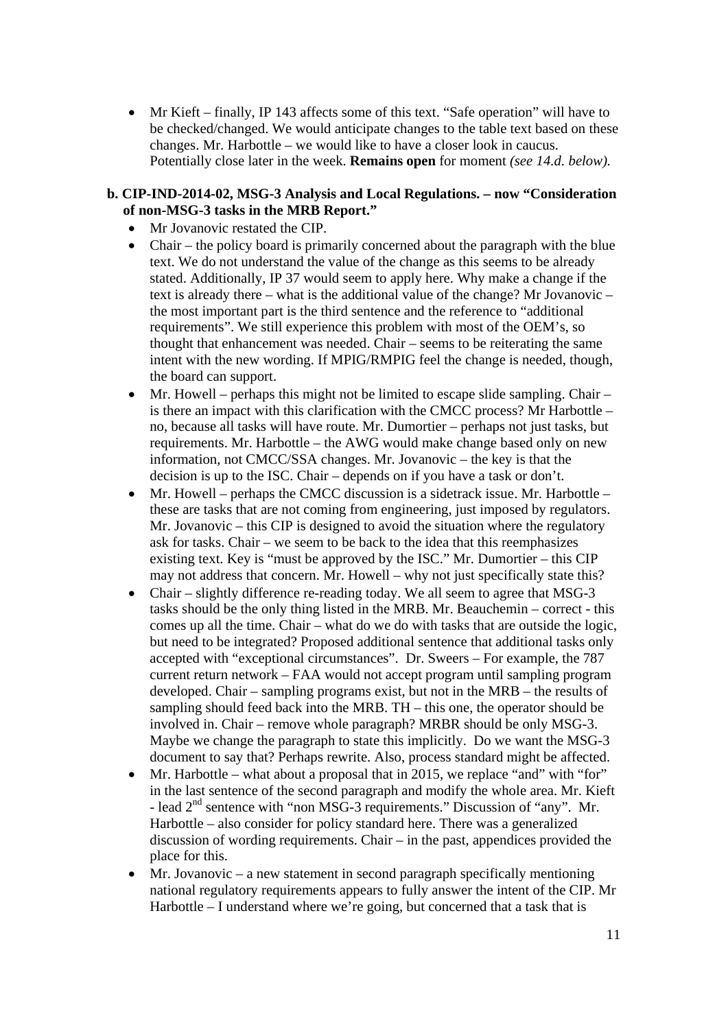- Mr Kieft – finally, IP 143 affects some of this text. "Safe operation" will have to be checked/changed. We would anticipate changes to the table text based on these changes. Mr. Harbottle – we would like to have a closer look in caucus. Potentially close later in the week. **Remains open** for moment *(see 14.d. below).*

**b. CIP-IND-2014-02, MSG-3 Analysis and Local Regulations. – now "Consideration of non-MSG-3 tasks in the MRB Report."**

- Mr Jovanovic restated the CIP.
- Chair – the policy board is primarily concerned about the paragraph with the blue text. We do not understand the value of the change as this seems to be already stated. Additionally, IP 37 would seem to apply here. Why make a change if the text is already there – what is the additional value of the change? Mr Jovanovic – the most important part is the third sentence and the reference to "additional requirements". We still experience this problem with most of the OEM's, so thought that enhancement was needed. Chair – seems to be reiterating the same intent with the new wording. If MPIG/RMPIG feel the change is needed, though, the board can support.
- Mr. Howell – perhaps this might not be limited to escape slide sampling. Chair – is there an impact with this clarification with the CMCC process? Mr Harbottle – no, because all tasks will have route. Mr. Dumortier – perhaps not just tasks, but requirements. Mr. Harbottle – the AWG would make change based only on new information, not CMCC/SSA changes. Mr. Jovanovic – the key is that the decision is up to the ISC. Chair – depends on if you have a task or don't.
- Mr. Howell – perhaps the CMCC discussion is a sidetrack issue. Mr. Harbottle – these are tasks that are not coming from engineering, just imposed by regulators. Mr. Jovanovic – this CIP is designed to avoid the situation where the regulatory ask for tasks. Chair – we seem to be back to the idea that this reemphasizes existing text. Key is "must be approved by the ISC." Mr. Dumortier – this CIP may not address that concern. Mr. Howell – why not just specifically state this?
- Chair – slightly difference re-reading today. We all seem to agree that MSG-3 tasks should be the only thing listed in the MRB. Mr. Beauchemin – correct - this comes up all the time. Chair – what do we do with tasks that are outside the logic, but need to be integrated? Proposed additional sentence that additional tasks only accepted with "exceptional circumstances". Dr. Sweers – For example, the 787 current return network – FAA would not accept program until sampling program developed. Chair – sampling programs exist, but not in the MRB – the results of sampling should feed back into the MRB. TH – this one, the operator should be involved in. Chair – remove whole paragraph? MRBR should be only MSG-3. Maybe we change the paragraph to state this implicitly. Do we want the MSG-3 document to say that? Perhaps rewrite. Also, process standard might be affected.
- Mr. Harbottle – what about a proposal that in 2015, we replace "and" with "for" in the last sentence of the second paragraph and modify the whole area. Mr. Kieft - lead 2nd sentence with "non MSG-3 requirements." Discussion of "any". Mr. Harbottle – also consider for policy standard here. There was a generalized discussion of wording requirements. Chair – in the past, appendices provided the place for this.
- Mr. Jovanovic – a new statement in second paragraph specifically mentioning national regulatory requirements appears to fully answer the intent of the CIP. Mr Harbottle – I understand where we're going, but concerned that a task that is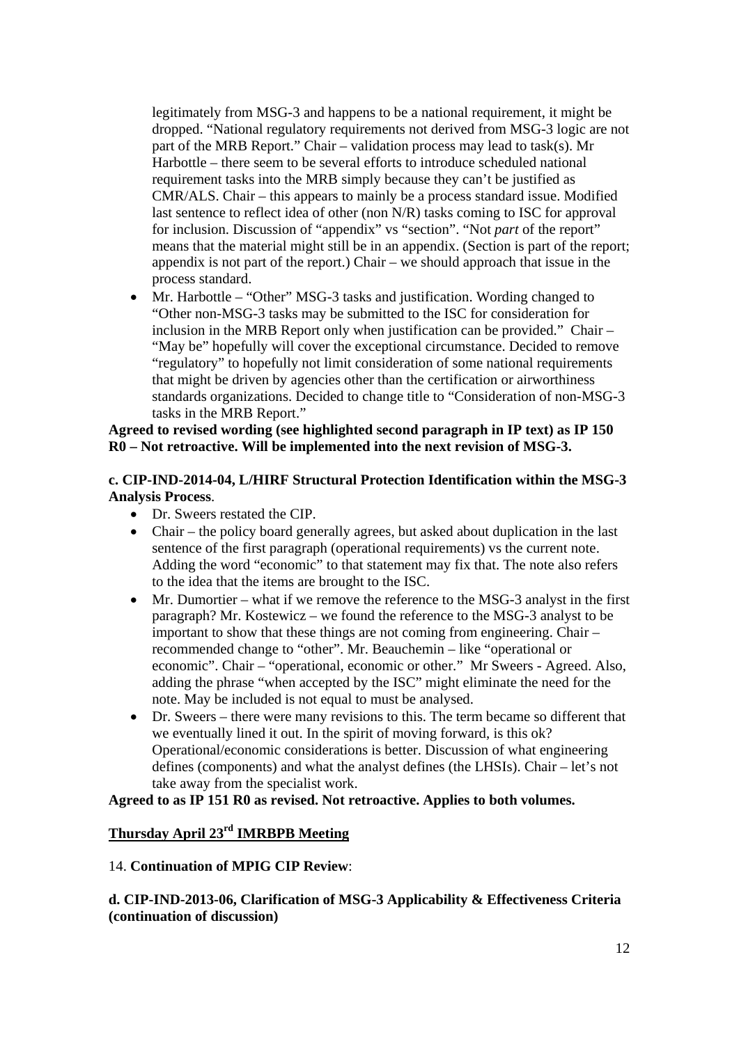legitimately from MSG-3 and happens to be a national requirement, it might be dropped. "National regulatory requirements not derived from MSG-3 logic are not part of the MRB Report." Chair – validation process may lead to task(s). Mr Harbottle – there seem to be several efforts to introduce scheduled national requirement tasks into the MRB simply because they can't be justified as CMR/ALS. Chair – this appears to mainly be a process standard issue. Modified last sentence to reflect idea of other (non N/R) tasks coming to ISC for approval for inclusion. Discussion of "appendix" vs "section". "Not *part* of the report" means that the material might still be in an appendix. (Section is part of the report; appendix is not part of the report.) Chair – we should approach that issue in the process standard.

- Mr. Harbottle – "Other" MSG-3 tasks and justification. Wording changed to "Other non-MSG-3 tasks may be submitted to the ISC for consideration for inclusion in the MRB Report only when justification can be provided." Chair – "May be" hopefully will cover the exceptional circumstance. Decided to remove "regulatory" to hopefully not limit consideration of some national requirements that might be driven by agencies other than the certification or airworthiness standards organizations. Decided to change title to "Consideration of non-MSG-3 tasks in the MRB Report."

**Agreed to revised wording (see highlighted second paragraph in IP text) as IP 150 R0 – Not retroactive. Will be implemented into the next revision of MSG-3.**

**c. CIP-IND-2014-04, L/HIRF Structural Protection Identification within the MSG-3 Analysis Process**.

- Dr. Sweers restated the CIP.
- Chair – the policy board generally agrees, but asked about duplication in the last sentence of the first paragraph (operational requirements) vs the current note. Adding the word "economic" to that statement may fix that. The note also refers to the idea that the items are brought to the ISC.
- Mr. Dumortier – what if we remove the reference to the MSG-3 analyst in the first paragraph? Mr. Kostewicz – we found the reference to the MSG-3 analyst to be important to show that these things are not coming from engineering. Chair – recommended change to "other". Mr. Beauchemin – like "operational or economic". Chair – "operational, economic or other." Mr Sweers - Agreed. Also, adding the phrase "when accepted by the ISC" might eliminate the need for the note. May be included is not equal to must be analysed.
- Dr. Sweers – there were many revisions to this. The term became so different that we eventually lined it out. In the spirit of moving forward, is this ok? Operational/economic considerations is better. Discussion of what engineering defines (components) and what the analyst defines (the LHSIs). Chair – let's not take away from the specialist work.

**Agreed to as IP 151 R0 as revised. Not retroactive. Applies to both volumes.**

## **Thursday April 23rd IMRBPB Meeting**

14. **Continuation of MPIG CIP Review**:

**d. CIP-IND-2013-06, Clarification of MSG-3 Applicability & Effectiveness Criteria (continuation of discussion)**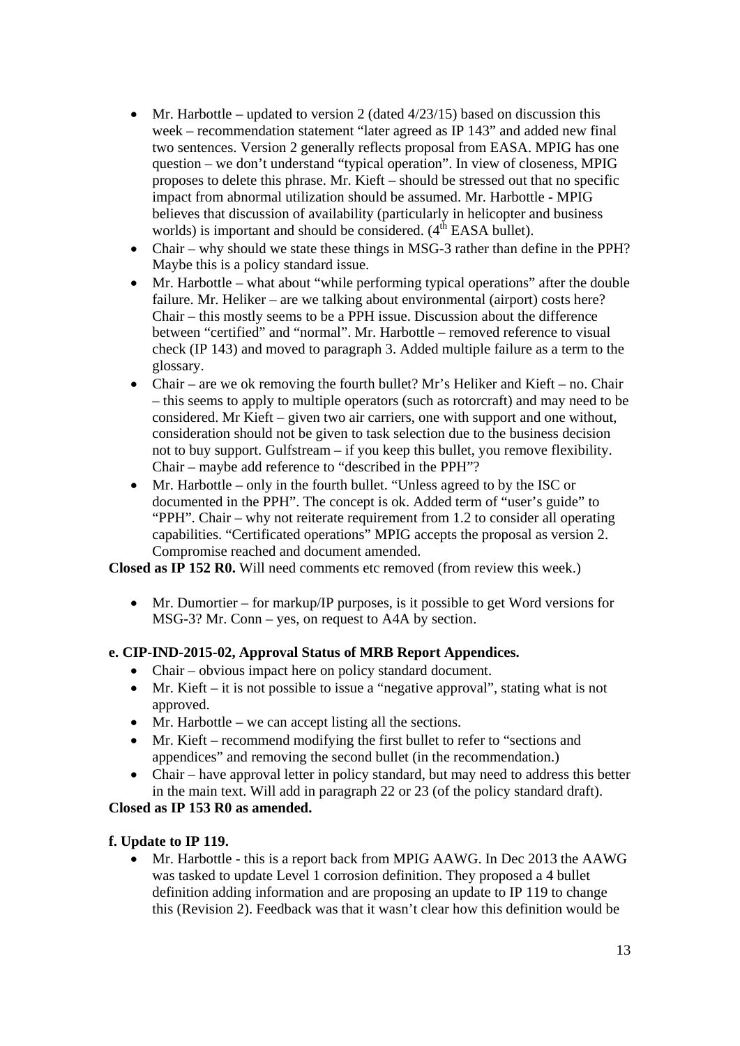- Mr. Harbottle – updated to version 2 (dated 4/23/15) based on discussion this week – recommendation statement "later agreed as IP 143" and added new final two sentences. Version 2 generally reflects proposal from EASA. MPIG has one question – we don't understand "typical operation". In view of closeness, MPIG proposes to delete this phrase. Mr. Kieft – should be stressed out that no specific impact from abnormal utilization should be assumed. Mr. Harbottle - MPIG believes that discussion of availability (particularly in helicopter and business worlds) is important and should be considered. (4th EASA bullet).
- Chair – why should we state these things in MSG-3 rather than define in the PPH? Maybe this is a policy standard issue.
- Mr. Harbottle – what about "while performing typical operations" after the double failure. Mr. Heliker – are we talking about environmental (airport) costs here? Chair – this mostly seems to be a PPH issue. Discussion about the difference between "certified" and "normal". Mr. Harbottle – removed reference to visual check (IP 143) and moved to paragraph 3. Added multiple failure as a term to the glossary.
- Chair – are we ok removing the fourth bullet? Mr's Heliker and Kieft – no. Chair – this seems to apply to multiple operators (such as rotorcraft) and may need to be considered. Mr Kieft – given two air carriers, one with support and one without, consideration should not be given to task selection due to the business decision not to buy support. Gulfstream – if you keep this bullet, you remove flexibility. Chair – maybe add reference to "described in the PPH"?
- Mr. Harbottle – only in the fourth bullet. "Unless agreed to by the ISC or documented in the PPH". The concept is ok. Added term of "user's guide" to "PPH". Chair – why not reiterate requirement from 1.2 to consider all operating capabilities. "Certificated operations" MPIG accepts the proposal as version 2. Compromise reached and document amended.

**Closed as IP 152 R0.** Will need comments etc removed (from review this week.)

- Mr. Dumortier – for markup/IP purposes, is it possible to get Word versions for MSG-3? Mr. Conn – yes, on request to A4A by section.

**e. CIP-IND-2015-02, Approval Status of MRB Report Appendices.**

- Chair – obvious impact here on policy standard document.
- Mr. Kieft – it is not possible to issue a "negative approval", stating what is not approved.
- Mr. Harbottle – we can accept listing all the sections.
- Mr. Kieft – recommend modifying the first bullet to refer to "sections and appendices" and removing the second bullet (in the recommendation.)
- Chair – have approval letter in policy standard, but may need to address this better in the main text. Will add in paragraph 22 or 23 (of the policy standard draft).

**Closed as IP 153 R0 as amended.**

**f. Update to IP 119.**

- Mr. Harbottle - this is a report back from MPIG AAWG. In Dec 2013 the AAWG was tasked to update Level 1 corrosion definition. They proposed a 4 bullet definition adding information and are proposing an update to IP 119 to change this (Revision 2). Feedback was that it wasn't clear how this definition would be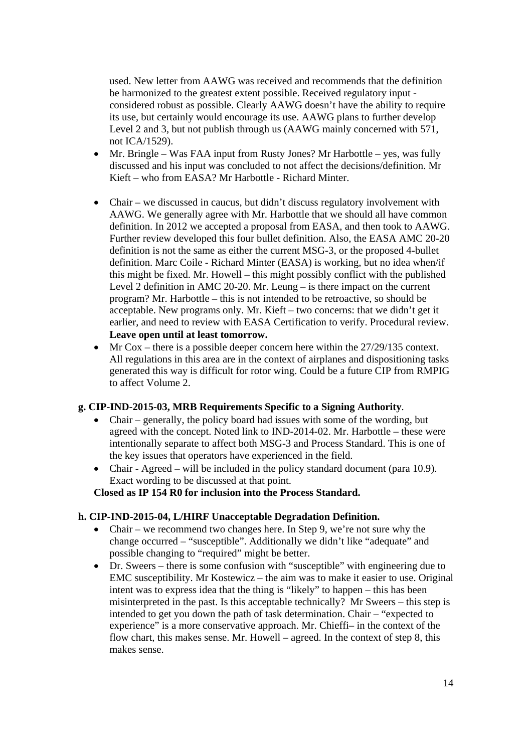used. New letter from AAWG was received and recommends that the definition be harmonized to the greatest extent possible. Received regulatory input - considered robust as possible. Clearly AAWG doesn't have the ability to require its use, but certainly would encourage its use. AAWG plans to further develop Level 2 and 3, but not publish through us (AAWG mainly concerned with 571, not ICA/1529).

- Mr. Bringle – Was FAA input from Rusty Jones? Mr Harbottle – yes, was fully discussed and his input was concluded to not affect the decisions/definition. Mr Kieft – who from EASA? Mr Harbottle - Richard Minter.
- Chair – we discussed in caucus, but didn't discuss regulatory involvement with AAWG. We generally agree with Mr. Harbottle that we should all have common definition. In 2012 we accepted a proposal from EASA, and then took to AAWG. Further review developed this four bullet definition. Also, the EASA AMC 20-20 definition is not the same as either the current MSG-3, or the proposed 4-bullet definition. Marc Coile - Richard Minter (EASA) is working, but no idea when/if this might be fixed. Mr. Howell – this might possibly conflict with the published Level 2 definition in AMC 20-20. Mr. Leung – is there impact on the current program? Mr. Harbottle – this is not intended to be retroactive, so should be acceptable. New programs only. Mr. Kieft – two concerns: that we didn't get it earlier, and need to review with EASA Certification to verify. Procedural review. **Leave open until at least tomorrow.**
- Mr Cox – there is a possible deeper concern here within the 27/29/135 context. All regulations in this area are in the context of airplanes and dispositioning tasks generated this way is difficult for rotor wing. Could be a future CIP from RMPIG to affect Volume 2.

**g. CIP-IND-2015-03, MRB Requirements Specific to a Signing Authority**.

- Chair – generally, the policy board had issues with some of the wording, but agreed with the concept. Noted link to IND-2014-02. Mr. Harbottle – these were intentionally separate to affect both MSG-3 and Process Standard. This is one of the key issues that operators have experienced in the field.
- Chair - Agreed – will be included in the policy standard document (para 10.9). Exact wording to be discussed at that point.

**Closed as IP 154 R0 for inclusion into the Process Standard.**

**h. CIP-IND-2015-04, L/HIRF Unacceptable Degradation Definition.**

- Chair – we recommend two changes here. In Step 9, we're not sure why the change occurred – "susceptible". Additionally we didn't like "adequate" and possible changing to "required" might be better.
- Dr. Sweers – there is some confusion with "susceptible" with engineering due to EMC susceptibility. Mr Kostewicz – the aim was to make it easier to use. Original intent was to express idea that the thing is "likely" to happen – this has been misinterpreted in the past. Is this acceptable technically? Mr Sweers – this step is intended to get you down the path of task determination. Chair – "expected to experience" is a more conservative approach. Mr. Chieffi– in the context of the flow chart, this makes sense. Mr. Howell – agreed. In the context of step 8, this makes sense.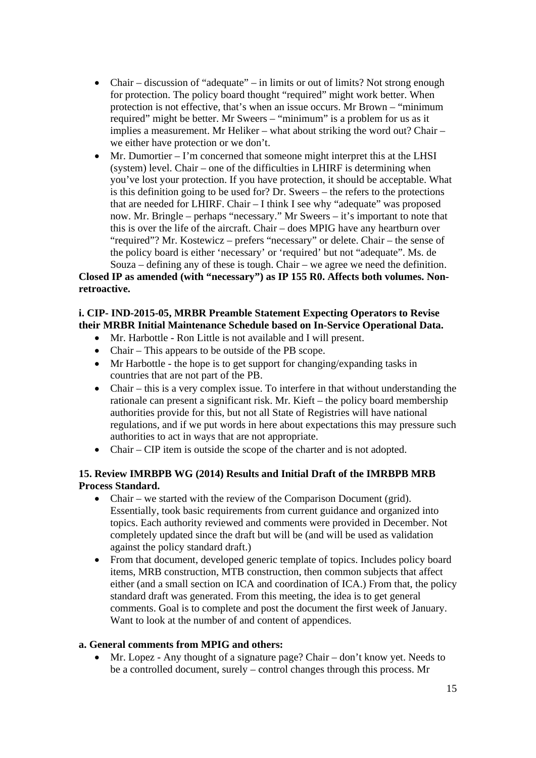- Chair – discussion of "adequate" – in limits or out of limits? Not strong enough for protection. The policy board thought "required" might work better. When protection is not effective, that's when an issue occurs. Mr Brown – "minimum required" might be better. Mr Sweers – "minimum" is a problem for us as it implies a measurement. Mr Heliker – what about striking the word out? Chair – we either have protection or we don't.
- Mr. Dumortier – I'm concerned that someone might interpret this at the LHSI (system) level. Chair – one of the difficulties in LHIRF is determining when you've lost your protection. If you have protection, it should be acceptable. What is this definition going to be used for? Dr. Sweers – the refers to the protections that are needed for LHIRF. Chair – I think I see why "adequate" was proposed now. Mr. Bringle – perhaps "necessary." Mr Sweers – it's important to note that this is over the life of the aircraft. Chair – does MPIG have any heartburn over "required"? Mr. Kostewicz – prefers "necessary" or delete. Chair – the sense of the policy board is either 'necessary' or 'required' but not "adequate". Ms. de Souza – defining any of these is tough. Chair – we agree we need the definition.

**Closed IP as amended (with "necessary") as IP 155 R0. Affects both volumes. Non-retroactive.**

**i. CIP- IND-2015-05, MRBR Preamble Statement Expecting Operators to Revise their MRBR Initial Maintenance Schedule based on In-Service Operational Data.**

- Mr. Harbottle - Ron Little is not available and I will present.
- Chair – This appears to be outside of the PB scope.
- Mr Harbottle - the hope is to get support for changing/expanding tasks in countries that are not part of the PB.
- Chair – this is a very complex issue. To interfere in that without understanding the rationale can present a significant risk. Mr. Kieft – the policy board membership authorities provide for this, but not all State of Registries will have national regulations, and if we put words in here about expectations this may pressure such authorities to act in ways that are not appropriate.
- Chair – CIP item is outside the scope of the charter and is not adopted.

**15. Review IMRBPB WG (2014) Results and Initial Draft of the IMRBPB MRB Process Standard.**

- Chair – we started with the review of the Comparison Document (grid). Essentially, took basic requirements from current guidance and organized into topics. Each authority reviewed and comments were provided in December. Not completely updated since the draft but will be (and will be used as validation against the policy standard draft.)
- From that document, developed generic template of topics. Includes policy board items, MRB construction, MTB construction, then common subjects that affect either (and a small section on ICA and coordination of ICA.) From that, the policy standard draft was generated. From this meeting, the idea is to get general comments. Goal is to complete and post the document the first week of January. Want to look at the number of and content of appendices.

**a. General comments from MPIG and others:**

- Mr. Lopez - Any thought of a signature page? Chair – don't know yet. Needs to be a controlled document, surely – control changes through this process. Mr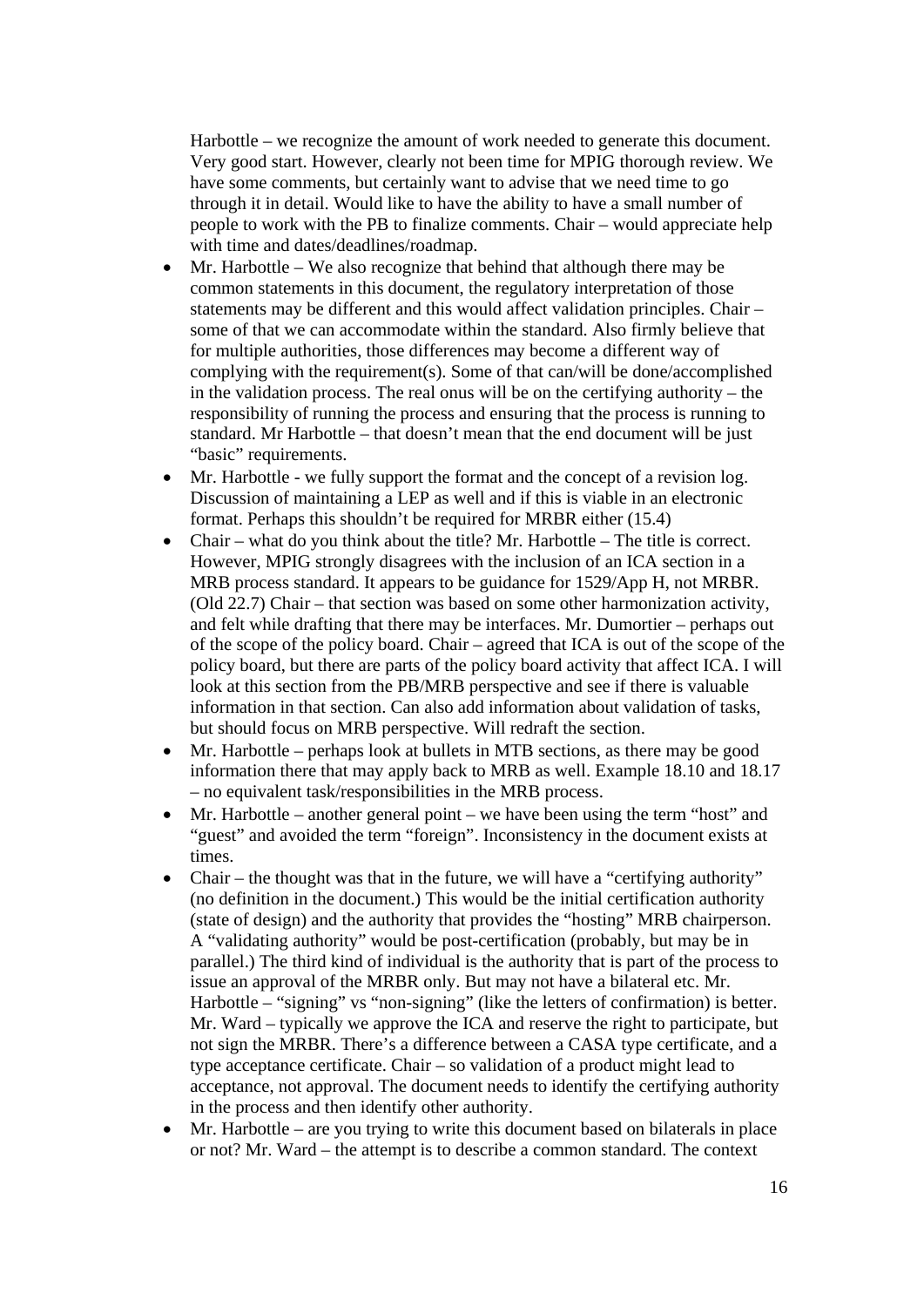Harbottle – we recognize the amount of work needed to generate this document. Very good start. However, clearly not been time for MPIG thorough review. We have some comments, but certainly want to advise that we need time to go through it in detail. Would like to have the ability to have a small number of people to work with the PB to finalize comments. Chair – would appreciate help with time and dates/deadlines/roadmap.

- Mr. Harbottle – We also recognize that behind that although there may be common statements in this document, the regulatory interpretation of those statements may be different and this would affect validation principles. Chair – some of that we can accommodate within the standard. Also firmly believe that for multiple authorities, those differences may become a different way of complying with the requirement(s). Some of that can/will be done/accomplished in the validation process. The real onus will be on the certifying authority – the responsibility of running the process and ensuring that the process is running to standard. Mr Harbottle – that doesn't mean that the end document will be just "basic" requirements.
- Mr. Harbottle - we fully support the format and the concept of a revision log. Discussion of maintaining a LEP as well and if this is viable in an electronic format. Perhaps this shouldn't be required for MRBR either (15.4)
- Chair – what do you think about the title? Mr. Harbottle – The title is correct. However, MPIG strongly disagrees with the inclusion of an ICA section in a MRB process standard. It appears to be guidance for 1529/App H, not MRBR. (Old 22.7) Chair – that section was based on some other harmonization activity, and felt while drafting that there may be interfaces. Mr. Dumortier – perhaps out of the scope of the policy board. Chair – agreed that ICA is out of the scope of the policy board, but there are parts of the policy board activity that affect ICA. I will look at this section from the PB/MRB perspective and see if there is valuable information in that section. Can also add information about validation of tasks, but should focus on MRB perspective. Will redraft the section.
- Mr. Harbottle – perhaps look at bullets in MTB sections, as there may be good information there that may apply back to MRB as well. Example 18.10 and 18.17 – no equivalent task/responsibilities in the MRB process.
- Mr. Harbottle – another general point – we have been using the term "host" and "guest" and avoided the term "foreign". Inconsistency in the document exists at times.
- Chair – the thought was that in the future, we will have a "certifying authority" (no definition in the document.) This would be the initial certification authority (state of design) and the authority that provides the "hosting" MRB chairperson. A "validating authority" would be post-certification (probably, but may be in parallel.) The third kind of individual is the authority that is part of the process to issue an approval of the MRBR only. But may not have a bilateral etc. Mr. Harbottle – "signing" vs "non-signing" (like the letters of confirmation) is better. Mr. Ward – typically we approve the ICA and reserve the right to participate, but not sign the MRBR. There's a difference between a CASA type certificate, and a type acceptance certificate. Chair – so validation of a product might lead to acceptance, not approval. The document needs to identify the certifying authority in the process and then identify other authority.
- Mr. Harbottle – are you trying to write this document based on bilaterals in place or not? Mr. Ward – the attempt is to describe a common standard. The context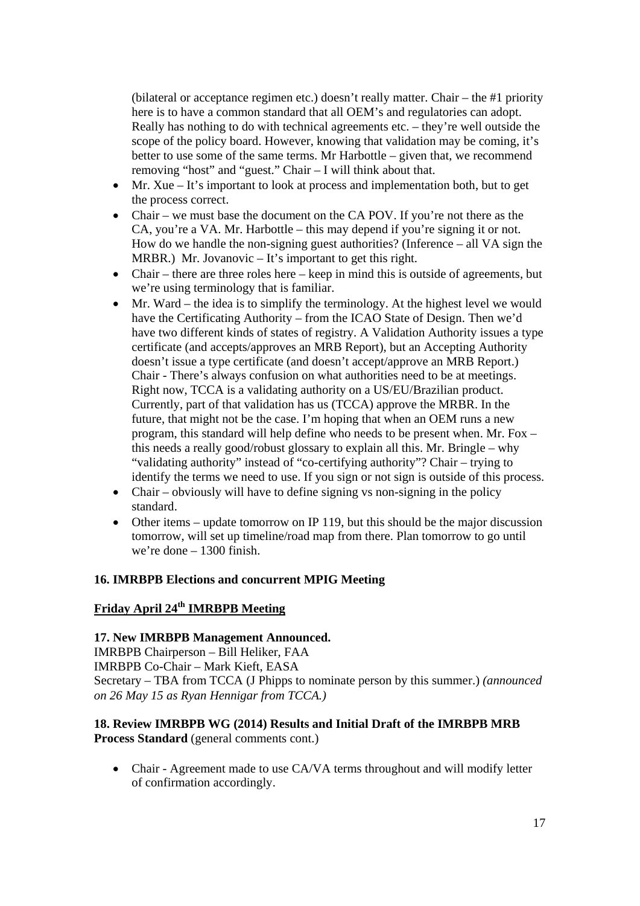(bilateral or acceptance regimen etc.) doesn't really matter. Chair – the #1 priority here is to have a common standard that all OEM's and regulatories can adopt. Really has nothing to do with technical agreements etc. – they're well outside the scope of the policy board. However, knowing that validation may be coming, it's better to use some of the same terms. Mr Harbottle – given that, we recommend removing "host" and "guest." Chair – I will think about that.

- Mr. Xue – It's important to look at process and implementation both, but to get the process correct.
- Chair – we must base the document on the CA POV. If you're not there as the CA, you're a VA. Mr. Harbottle – this may depend if you're signing it or not. How do we handle the non-signing guest authorities? (Inference – all VA sign the MRBR.) Mr. Jovanovic – It's important to get this right.
- Chair – there are three roles here – keep in mind this is outside of agreements, but we're using terminology that is familiar.
- Mr. Ward – the idea is to simplify the terminology. At the highest level we would have the Certificating Authority – from the ICAO State of Design. Then we'd have two different kinds of states of registry. A Validation Authority issues a type certificate (and accepts/approves an MRB Report), but an Accepting Authority doesn't issue a type certificate (and doesn't accept/approve an MRB Report.) Chair - There's always confusion on what authorities need to be at meetings. Right now, TCCA is a validating authority on a US/EU/Brazilian product. Currently, part of that validation has us (TCCA) approve the MRBR. In the future, that might not be the case. I'm hoping that when an OEM runs a new program, this standard will help define who needs to be present when. Mr. Fox – this needs a really good/robust glossary to explain all this. Mr. Bringle – why "validating authority" instead of "co-certifying authority"? Chair – trying to identify the terms we need to use. If you sign or not sign is outside of this process.
- Chair – obviously will have to define signing vs non-signing in the policy standard.
- Other items – update tomorrow on IP 119, but this should be the major discussion tomorrow, will set up timeline/road map from there. Plan tomorrow to go until we're done – 1300 finish.

**16. IMRBPB Elections and concurrent MPIG Meeting**

**Friday April 24th IMRBPB Meeting**

**17. New IMRBPB Management Announced.**

IMRBPB Chairperson – Bill Heliker, FAA
IMRBPB Co-Chair – Mark Kieft, EASA
Secretary – TBA from TCCA (J Phipps to nominate person by this summer.) *(announced on 26 May 15 as Ryan Hennigar from TCCA.)*

**18. Review IMRBPB WG (2014) Results and Initial Draft of the IMRBPB MRB Process Standard** (general comments cont.)

- Chair - Agreement made to use CA/VA terms throughout and will modify letter of confirmation accordingly.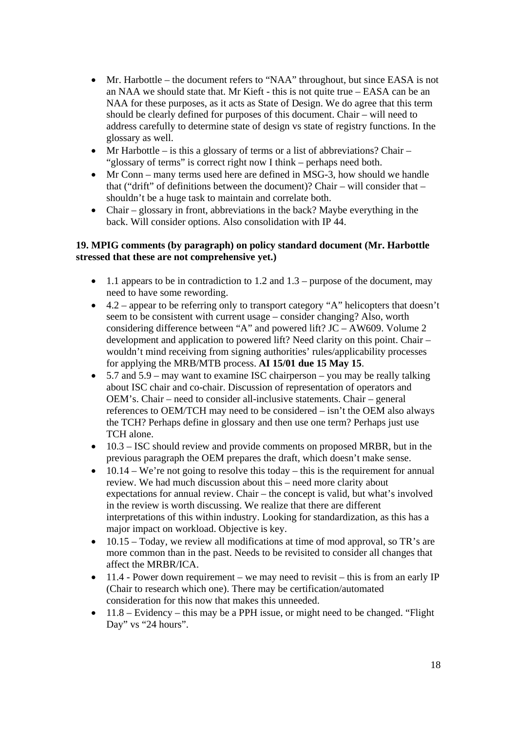- Mr. Harbottle – the document refers to "NAA" throughout, but since EASA is not an NAA we should state that. Mr Kieft - this is not quite true – EASA can be an NAA for these purposes, as it acts as State of Design. We do agree that this term should be clearly defined for purposes of this document. Chair – will need to address carefully to determine state of design vs state of registry functions. In the glossary as well.
- Mr Harbottle – is this a glossary of terms or a list of abbreviations? Chair – "glossary of terms" is correct right now I think – perhaps need both.
- Mr Conn – many terms used here are defined in MSG-3, how should we handle that ("drift" of definitions between the document)? Chair – will consider that – shouldn't be a huge task to maintain and correlate both.
- Chair – glossary in front, abbreviations in the back? Maybe everything in the back. Will consider options. Also consolidation with IP 44.

**19. MPIG comments (by paragraph) on policy standard document (Mr. Harbottle stressed that these are not comprehensive yet.)**

- 1.1 appears to be in contradiction to 1.2 and 1.3 – purpose of the document, may need to have some rewording.
- 4.2 – appear to be referring only to transport category "A" helicopters that doesn't seem to be consistent with current usage – consider changing? Also, worth considering difference between "A" and powered lift? JC – AW609. Volume 2 development and application to powered lift? Need clarity on this point. Chair – wouldn't mind receiving from signing authorities' rules/applicability processes for applying the MRB/MTB process. **AI 15/01 due 15 May 15**.
- 5.7 and 5.9 – may want to examine ISC chairperson – you may be really talking about ISC chair and co-chair. Discussion of representation of operators and OEM's. Chair – need to consider all-inclusive statements. Chair – general references to OEM/TCH may need to be considered – isn't the OEM also always the TCH? Perhaps define in glossary and then use one term? Perhaps just use TCH alone.
- 10.3 – ISC should review and provide comments on proposed MRBR, but in the previous paragraph the OEM prepares the draft, which doesn't make sense.
- 10.14 – We're not going to resolve this today – this is the requirement for annual review. We had much discussion about this – need more clarity about expectations for annual review. Chair – the concept is valid, but what's involved in the review is worth discussing. We realize that there are different interpretations of this within industry. Looking for standardization, as this has a major impact on workload. Objective is key.
- 10.15 – Today, we review all modifications at time of mod approval, so TR's are more common than in the past. Needs to be revisited to consider all changes that affect the MRBR/ICA.
- 11.4 - Power down requirement – we may need to revisit – this is from an early IP (Chair to research which one). There may be certification/automated consideration for this now that makes this unneeded.
- 11.8 – Evidency – this may be a PPH issue, or might need to be changed. "Flight Day" vs "24 hours".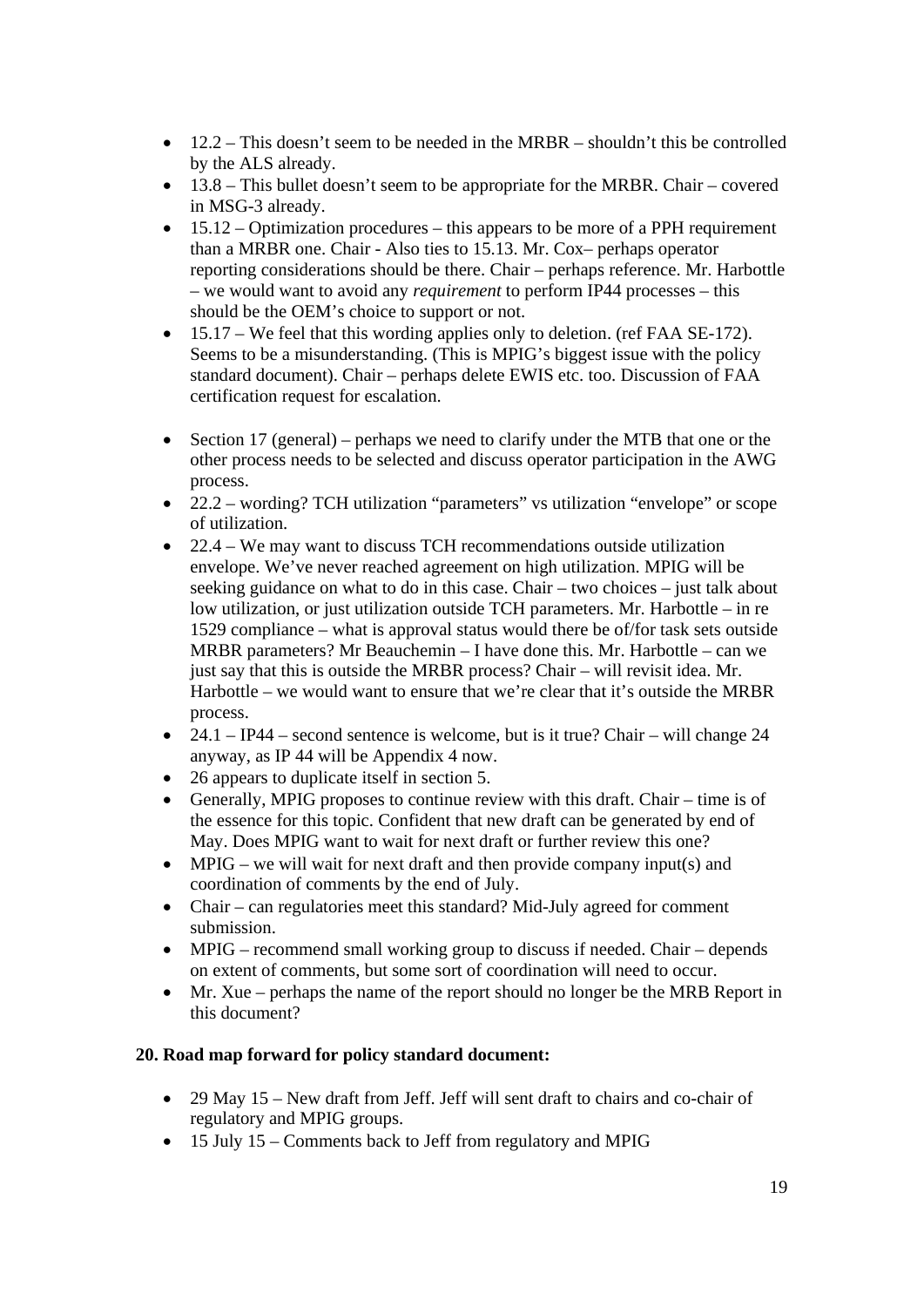- 12.2 – This doesn't seem to be needed in the MRBR – shouldn't this be controlled by the ALS already.
- 13.8 – This bullet doesn't seem to be appropriate for the MRBR. Chair – covered in MSG-3 already.
- 15.12 – Optimization procedures – this appears to be more of a PPH requirement than a MRBR one. Chair - Also ties to 15.13. Mr. Cox– perhaps operator reporting considerations should be there. Chair – perhaps reference. Mr. Harbottle – we would want to avoid any *requirement* to perform IP44 processes – this should be the OEM's choice to support or not.
- 15.17 – We feel that this wording applies only to deletion. (ref FAA SE-172). Seems to be a misunderstanding. (This is MPIG's biggest issue with the policy standard document). Chair – perhaps delete EWIS etc. too. Discussion of FAA certification request for escalation.

- Section 17 (general) – perhaps we need to clarify under the MTB that one or the other process needs to be selected and discuss operator participation in the AWG process.
- 22.2 – wording? TCH utilization "parameters" vs utilization "envelope" or scope of utilization.
- 22.4 – We may want to discuss TCH recommendations outside utilization envelope. We've never reached agreement on high utilization. MPIG will be seeking guidance on what to do in this case. Chair – two choices – just talk about low utilization, or just utilization outside TCH parameters. Mr. Harbottle – in re 1529 compliance – what is approval status would there be of/for task sets outside MRBR parameters? Mr Beauchemin – I have done this. Mr. Harbottle – can we just say that this is outside the MRBR process? Chair – will revisit idea. Mr. Harbottle – we would want to ensure that we're clear that it's outside the MRBR process.
- 24.1 – IP44 – second sentence is welcome, but is it true? Chair – will change 24 anyway, as IP 44 will be Appendix 4 now.
- 26 appears to duplicate itself in section 5.
- Generally, MPIG proposes to continue review with this draft. Chair – time is of the essence for this topic. Confident that new draft can be generated by end of May. Does MPIG want to wait for next draft or further review this one?
- MPIG – we will wait for next draft and then provide company input(s) and coordination of comments by the end of July.
- Chair – can regulatories meet this standard? Mid-July agreed for comment submission.
- MPIG – recommend small working group to discuss if needed. Chair – depends on extent of comments, but some sort of coordination will need to occur.
- Mr. Xue – perhaps the name of the report should no longer be the MRB Report in this document?

**20. Road map forward for policy standard document:**

- 29 May 15 – New draft from Jeff. Jeff will sent draft to chairs and co-chair of regulatory and MPIG groups.
- 15 July 15 – Comments back to Jeff from regulatory and MPIG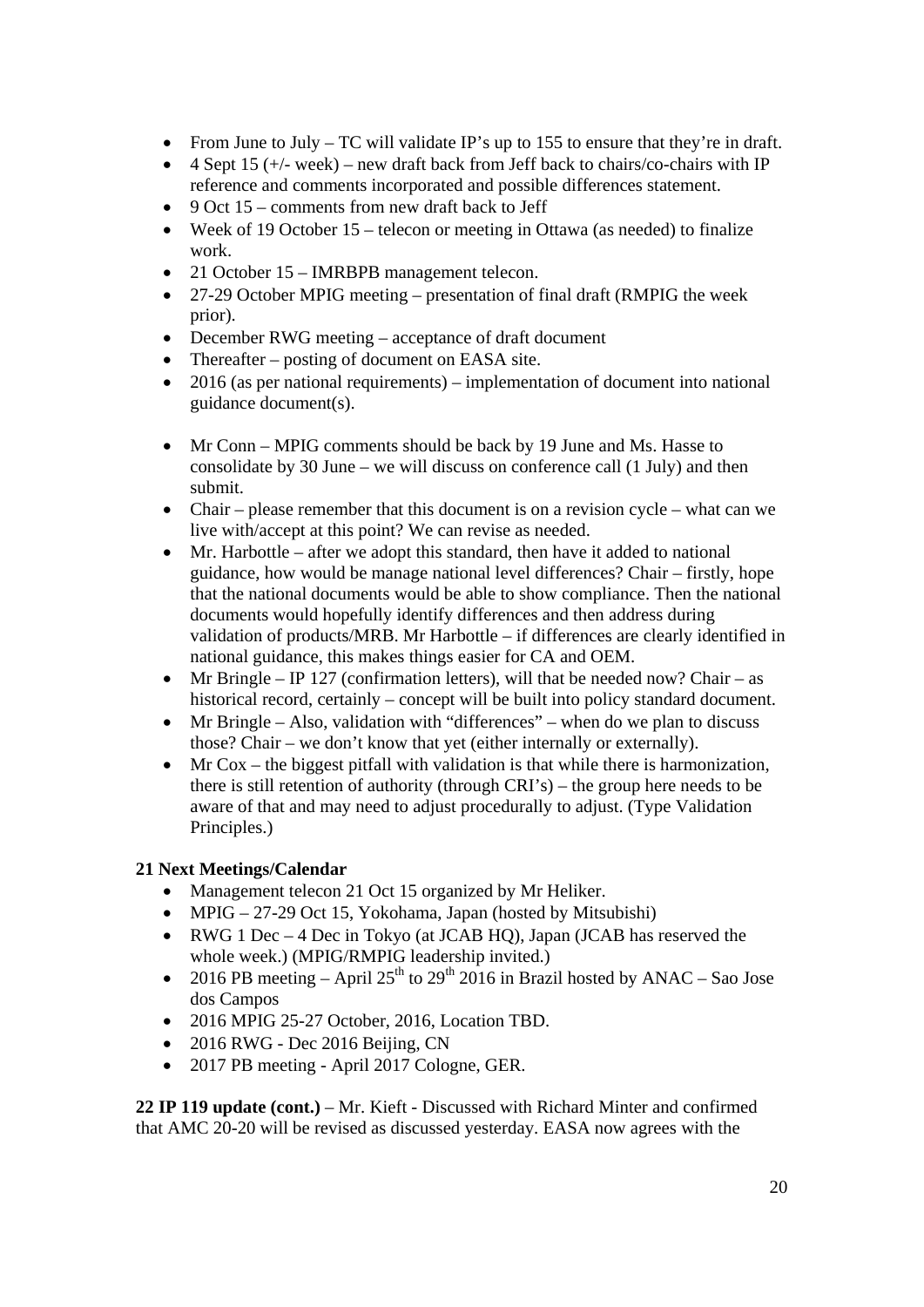- From June to July – TC will validate IP's up to 155 to ensure that they're in draft.
- 4 Sept 15 (+/- week) – new draft back from Jeff back to chairs/co-chairs with IP reference and comments incorporated and possible differences statement.
- 9 Oct 15 – comments from new draft back to Jeff
- Week of 19 October 15 – telecon or meeting in Ottawa (as needed) to finalize work.
- 21 October 15 – IMRBPB management telecon.
- 27-29 October MPIG meeting – presentation of final draft (RMPIG the week prior).
- December RWG meeting – acceptance of draft document
- Thereafter – posting of document on EASA site.
- 2016 (as per national requirements) – implementation of document into national guidance document(s).

- Mr Conn – MPIG comments should be back by 19 June and Ms. Hasse to consolidate by 30 June – we will discuss on conference call (1 July) and then submit.
- Chair – please remember that this document is on a revision cycle – what can we live with/accept at this point? We can revise as needed.
- Mr. Harbottle – after we adopt this standard, then have it added to national guidance, how would be manage national level differences? Chair – firstly, hope that the national documents would be able to show compliance. Then the national documents would hopefully identify differences and then address during validation of products/MRB. Mr Harbottle – if differences are clearly identified in national guidance, this makes things easier for CA and OEM.
- Mr Bringle – IP 127 (confirmation letters), will that be needed now? Chair – as historical record, certainly – concept will be built into policy standard document.
- Mr Bringle – Also, validation with "differences" – when do we plan to discuss those? Chair – we don't know that yet (either internally or externally).
- Mr Cox – the biggest pitfall with validation is that while there is harmonization, there is still retention of authority (through CRI's) – the group here needs to be aware of that and may need to adjust procedurally to adjust. (Type Validation Principles.)

**21 Next Meetings/Calendar**

- Management telecon 21 Oct 15 organized by Mr Heliker.
- MPIG – 27-29 Oct 15, Yokohama, Japan (hosted by Mitsubishi)
- RWG 1 Dec – 4 Dec in Tokyo (at JCAB HQ), Japan (JCAB has reserved the whole week.) (MPIG/RMPIG leadership invited.)
- 2016 PB meeting – April 25th to 29th 2016 in Brazil hosted by ANAC – Sao Jose dos Campos
- 2016 MPIG 25-27 October, 2016, Location TBD.
- 2016 RWG - Dec 2016 Beijing, CN
- 2017 PB meeting - April 2017 Cologne, GER.

**22 IP 119 update (cont.)** – Mr. Kieft - Discussed with Richard Minter and confirmed that AMC 20-20 will be revised as discussed yesterday. EASA now agrees with the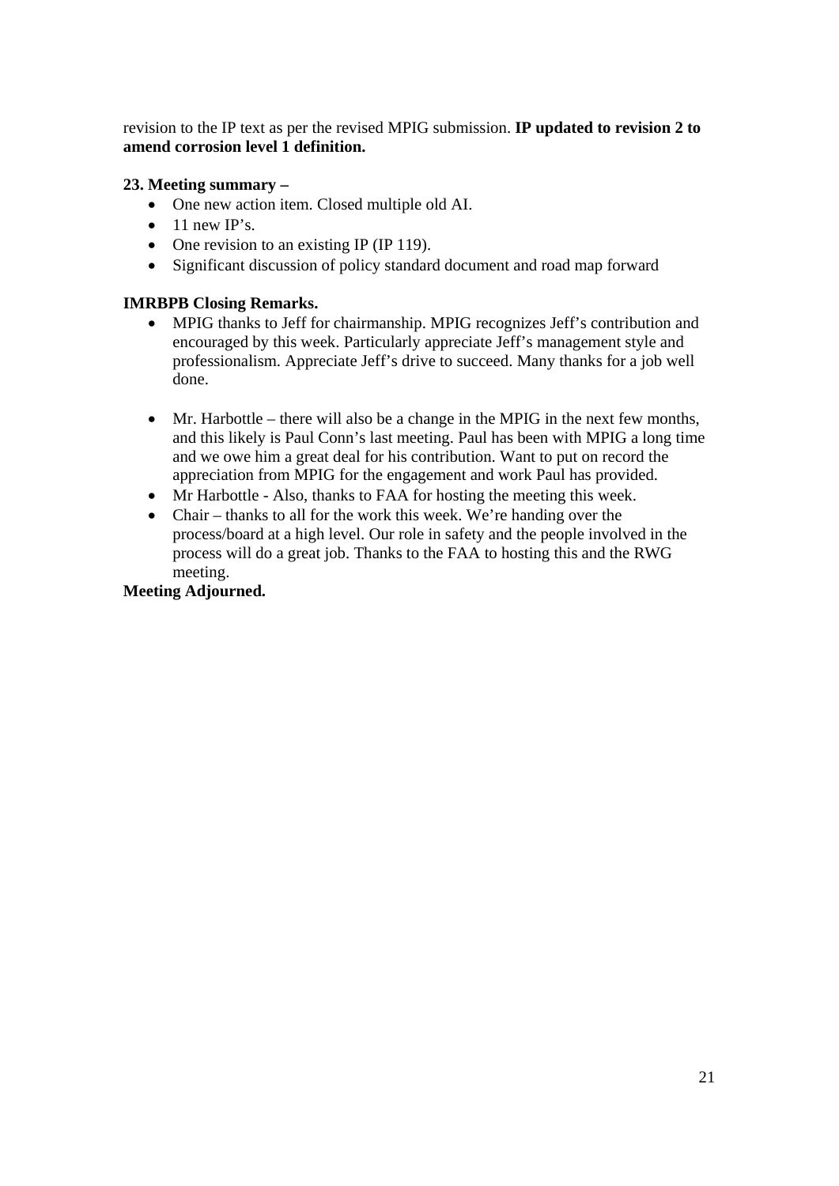revision to the IP text as per the revised MPIG submission. **IP updated to revision 2 to amend corrosion level 1 definition.**

**23. Meeting summary –**

- One new action item. Closed multiple old AI.
- 11 new IP's.
- One revision to an existing IP (IP 119).
- Significant discussion of policy standard document and road map forward

**IMRBPB Closing Remarks.**

- MPIG thanks to Jeff for chairmanship. MPIG recognizes Jeff's contribution and encouraged by this week. Particularly appreciate Jeff's management style and professionalism. Appreciate Jeff's drive to succeed. Many thanks for a job well done.

- Mr. Harbottle – there will also be a change in the MPIG in the next few months, and this likely is Paul Conn's last meeting. Paul has been with MPIG a long time and we owe him a great deal for his contribution. Want to put on record the appreciation from MPIG for the engagement and work Paul has provided.
- Mr Harbottle - Also, thanks to FAA for hosting the meeting this week.
- Chair – thanks to all for the work this week. We're handing over the process/board at a high level. Our role in safety and the people involved in the process will do a great job. Thanks to the FAA to hosting this and the RWG meeting.

**Meeting Adjourned.**